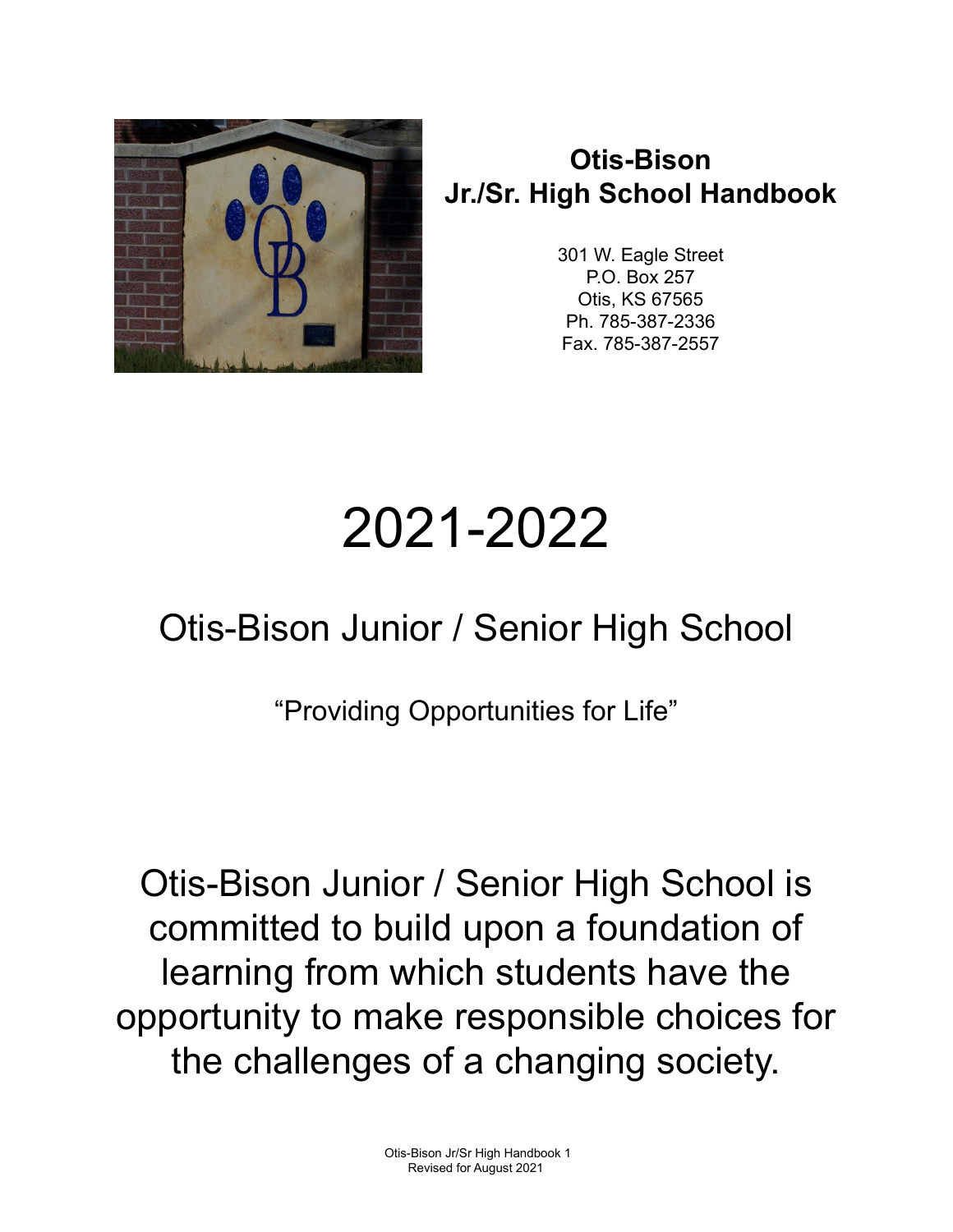# Otis-Bison Jr./Sr. High School Handbook

301 W. Eagle Street
P.O. Box 257
Otis, KS 67565
Ph. 785-387-2336
Fax. 785-387-2557

# 2021-2022

## Otis-Bison Junior / Senior High School

"Providing Opportunities for Life"

Otis-Bison Junior / Senior High School is committed to build upon a foundation of learning from which students have the opportunity to make responsible choices for the challenges of a changing society.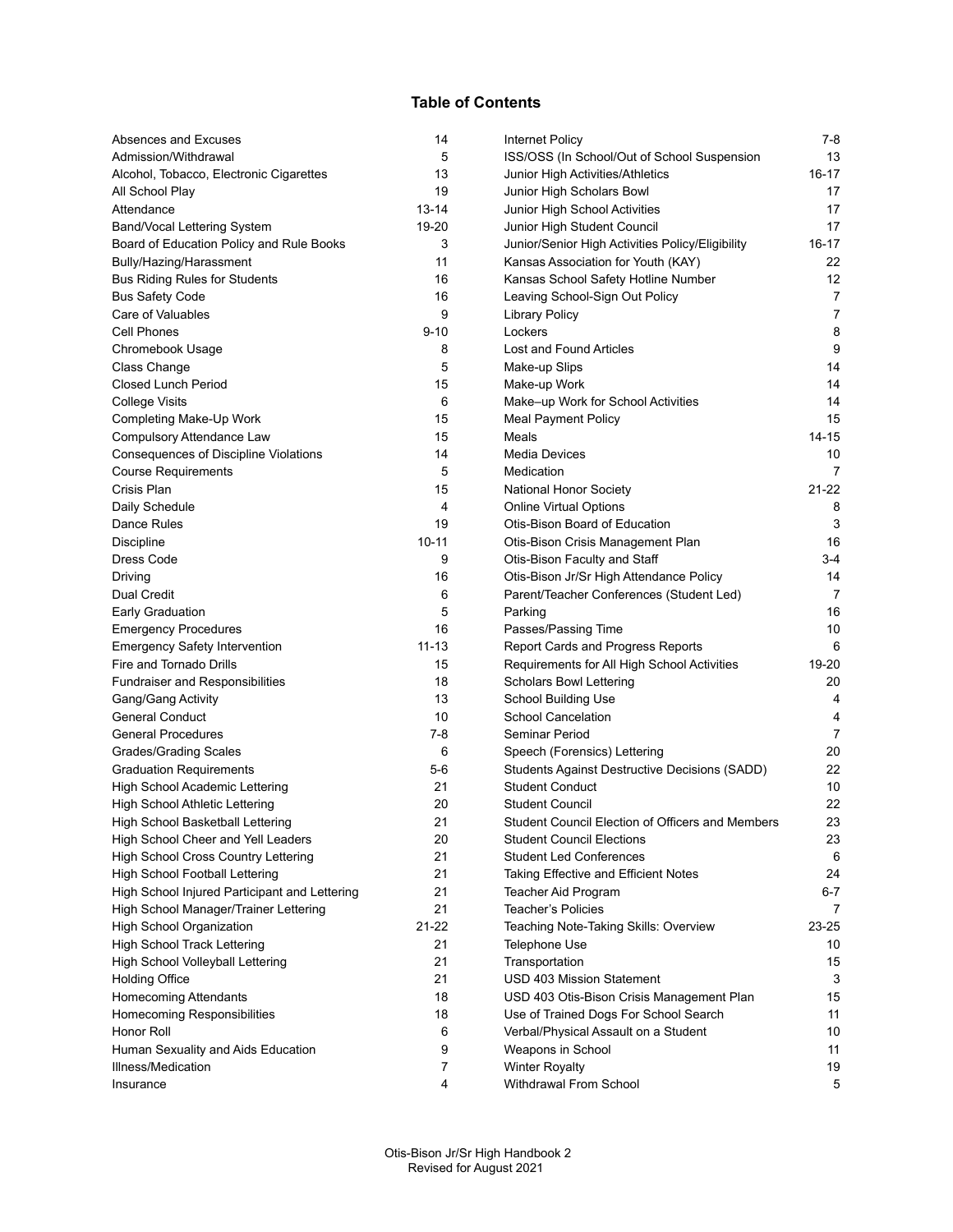## Table of Contents

| Topic | Page |
|---|---|
| Absences and Excuses | 14 |
| Admission/Withdrawal | 5 |
| Alcohol, Tobacco, Electronic Cigarettes | 13 |
| All School Play | 19 |
| Attendance | 13-14 |
| Band/Vocal Lettering System | 19-20 |
| Board of Education Policy and Rule Books | 3 |
| Bully/Hazing/Harassment | 11 |
| Bus Riding Rules for Students | 16 |
| Bus Safety Code | 16 |
| Care of Valuables | 9 |
| Cell Phones | 9-10 |
| Chromebook Usage | 8 |
| Class Change | 5 |
| Closed Lunch Period | 15 |
| College Visits | 6 |
| Completing Make-Up Work | 15 |
| Compulsory Attendance Law | 15 |
| Consequences of Discipline Violations | 14 |
| Course Requirements | 5 |
| Crisis Plan | 15 |
| Daily Schedule | 4 |
| Dance Rules | 19 |
| Discipline | 10-11 |
| Dress Code | 9 |
| Driving | 16 |
| Dual Credit | 6 |
| Early Graduation | 5 |
| Emergency Procedures | 16 |
| Emergency Safety Intervention | 11-13 |
| Fire and Tornado Drills | 15 |
| Fundraiser and Responsibilities | 18 |
| Gang/Gang Activity | 13 |
| General Conduct | 10 |
| General Procedures | 7-8 |
| Grades/Grading Scales | 6 |
| Graduation Requirements | 5-6 |
| High School Academic Lettering | 21 |
| High School Athletic Lettering | 20 |
| High School Basketball Lettering | 21 |
| High School Cheer and Yell Leaders | 20 |
| High School Cross Country Lettering | 21 |
| High School Football Lettering | 21 |
| High School Injured Participant and Lettering | 21 |
| High School Manager/Trainer Lettering | 21 |
| High School Organization | 21-22 |
| High School Track Lettering | 21 |
| High School Volleyball Lettering | 21 |
| Holding Office | 21 |
| Homecoming Attendants | 18 |
| Homecoming Responsibilities | 18 |
| Honor Roll | 6 |
| Human Sexuality and Aids Education | 9 |
| Illness/Medication | 7 |
| Insurance | 4 |
| Internet Policy | 7-8 |
| ISS/OSS (In School/Out of School Suspension | 13 |
| Junior High Activities/Athletics | 16-17 |
| Junior High Scholars Bowl | 17 |
| Junior High School Activities | 17 |
| Junior High Student Council | 17 |
| Junior/Senior High Activities Policy/Eligibility | 16-17 |
| Kansas Association for Youth (KAY) | 22 |
| Kansas School Safety Hotline Number | 12 |
| Leaving School-Sign Out Policy | 7 |
| Library Policy | 7 |
| Lockers | 8 |
| Lost and Found Articles | 9 |
| Make-up Slips | 14 |
| Make-up Work | 14 |
| Make–up Work for School Activities | 14 |
| Meal Payment Policy | 15 |
| Meals | 14-15 |
| Media Devices | 10 |
| Medication | 7 |
| National Honor Society | 21-22 |
| Online Virtual Options | 8 |
| Otis-Bison Board of Education | 3 |
| Otis-Bison Crisis Management Plan | 16 |
| Otis-Bison Faculty and Staff | 3-4 |
| Otis-Bison Jr/Sr High Attendance Policy | 14 |
| Parent/Teacher Conferences (Student Led) | 7 |
| Parking | 16 |
| Passes/Passing Time | 10 |
| Report Cards and Progress Reports | 6 |
| Requirements for All High School Activities | 19-20 |
| Scholars Bowl Lettering | 20 |
| School Building Use | 4 |
| School Cancelation | 4 |
| Seminar Period | 7 |
| Speech (Forensics) Lettering | 20 |
| Students Against Destructive Decisions (SADD) | 22 |
| Student Conduct | 10 |
| Student Council | 22 |
| Student Council Election of Officers and Members | 23 |
| Student Council Elections | 23 |
| Student Led Conferences | 6 |
| Taking Effective and Efficient Notes | 24 |
| Teacher Aid Program | 6-7 |
| Teacher's Policies | 7 |
| Teaching Note-Taking Skills: Overview | 23-25 |
| Telephone Use | 10 |
| Transportation | 15 |
| USD 403 Mission Statement | 3 |
| USD 403 Otis-Bison Crisis Management Plan | 15 |
| Use of Trained Dogs For School Search | 11 |
| Verbal/Physical Assault on a Student | 10 |
| Weapons in School | 11 |
| Winter Royalty | 19 |
| Withdrawal From School | 5 |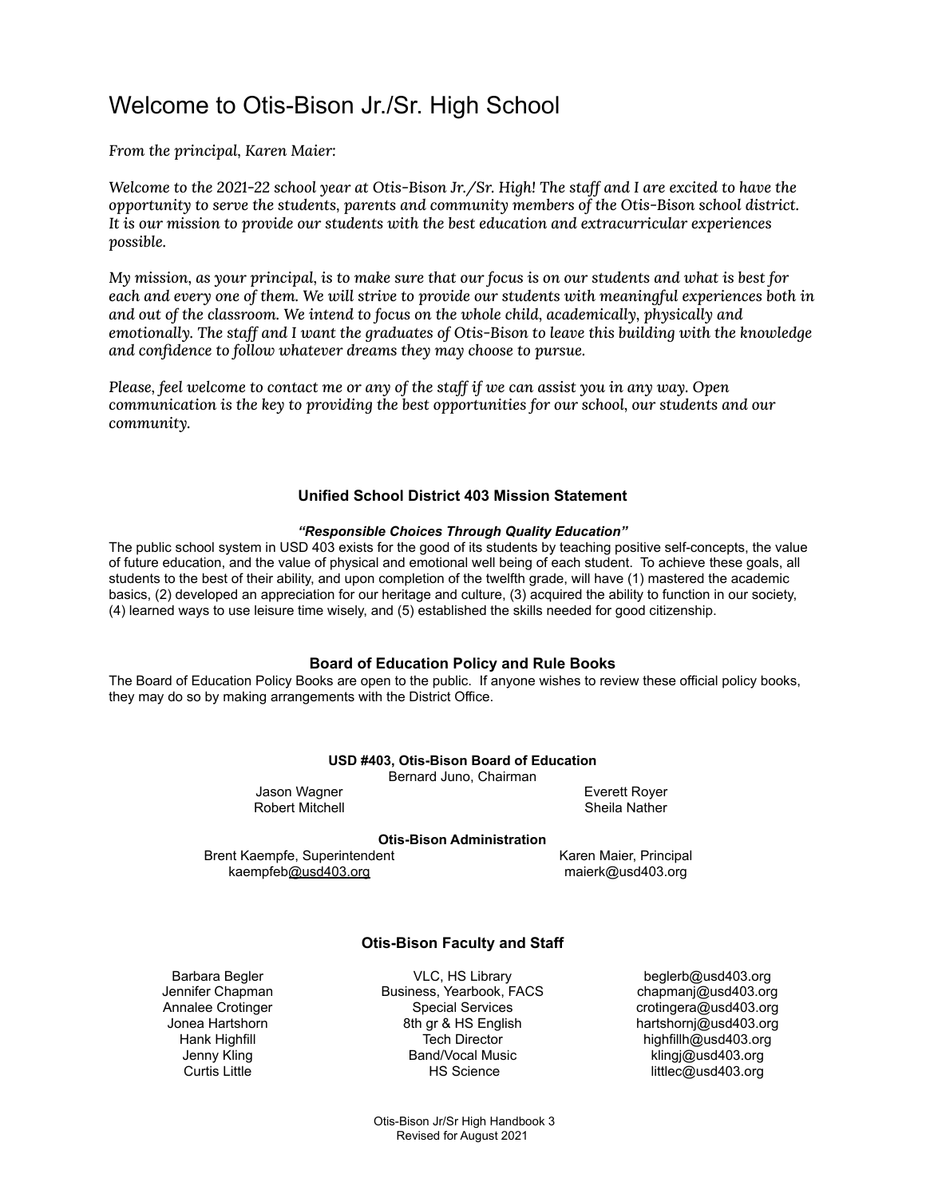# Welcome to Otis-Bison Jr./Sr. High School

*From the principal, Karen Maier:*

*Welcome to the 2021-22 school year at Otis-Bison Jr./Sr. High! The staff and I are excited to have the opportunity to serve the students, parents and community members of the Otis-Bison school district. It is our mission to provide our students with the best education and extracurricular experiences possible.*

*My mission, as your principal, is to make sure that our focus is on our students and what is best for each and every one of them. We will strive to provide our students with meaningful experiences both in and out of the classroom. We intend to focus on the whole child, academically, physically and emotionally. The staff and I want the graduates of Otis-Bison to leave this building with the knowledge and confidence to follow whatever dreams they may choose to pursue.*

*Please, feel welcome to contact me or any of the staff if we can assist you in any way. Open communication is the key to providing the best opportunities for our school, our students and our community.*

### Unified School District 403 Mission Statement

***"Responsible Choices Through Quality Education"***

The public school system in USD 403 exists for the good of its students by teaching positive self-concepts, the value of future education, and the value of physical and emotional well being of each student. To achieve these goals, all students to the best of their ability, and upon completion of the twelfth grade, will have (1) mastered the academic basics, (2) developed an appreciation for our heritage and culture, (3) acquired the ability to function in our society, (4) learned ways to use leisure time wisely, and (5) established the skills needed for good citizenship.

### Board of Education Policy and Rule Books

The Board of Education Policy Books are open to the public. If anyone wishes to review these official policy books, they may do so by making arrangements with the District Office.

**USD #403, Otis-Bison Board of Education**

Bernard Juno, Chairman

Jason Wagner
Robert Mitchell
Everett Royer
Sheila Nather

**Otis-Bison Administration**

Brent Kaempfe, Superintendent
kaempfeb@usd403.org

Karen Maier, Principal
maierk@usd403.org

### Otis-Bison Faculty and Staff

| Name | Position | Email |
|---|---|---|
| Barbara Begler | VLC, HS Library | beglerb@usd403.org |
| Jennifer Chapman | Business, Yearbook, FACS | chapmanj@usd403.org |
| Annalee Crotinger | Special Services | crotingera@usd403.org |
| Jonea Hartshorn | 8th gr & HS English | hartshornj@usd403.org |
| Hank Highfill | Tech Director | highfillh@usd403.org |
| Jenny Kling | Band/Vocal Music | klingj@usd403.org |
| Curtis Little | HS Science | littlec@usd403.org |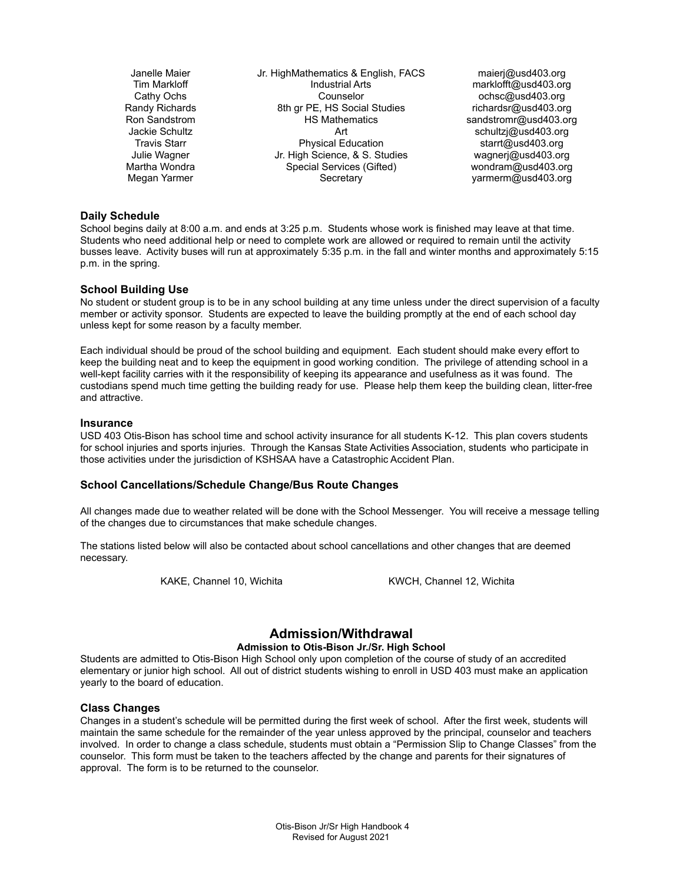| | | |
|---|---|---|
| Janelle Maier | Jr. HighMathematics & English, FACS | maierj@usd403.org |
| Tim Markloff | Industrial Arts | marklofft@usd403.org |
| Cathy Ochs | Counselor | ochsc@usd403.org |
| Randy Richards | 8th gr PE, HS Social Studies | richardsr@usd403.org |
| Ron Sandstrom | HS Mathematics | sandstromr@usd403.org |
| Jackie Schultz | Art | schultzj@usd403.org |
| Travis Starr | Physical Education | starrt@usd403.org |
| Julie Wagner | Jr. High Science, & S. Studies | wagnerj@usd403.org |
| Martha Wondra | Special Services (Gifted) | wondram@usd403.org |
| Megan Yarmer | Secretary | yarmerm@usd403.org |

### Daily Schedule

School begins daily at 8:00 a.m. and ends at 3:25 p.m. Students whose work is finished may leave at that time. Students who need additional help or need to complete work are allowed or required to remain until the activity busses leave. Activity buses will run at approximately 5:35 p.m. in the fall and winter months and approximately 5:15 p.m. in the spring.

### School Building Use

No student or student group is to be in any school building at any time unless under the direct supervision of a faculty member or activity sponsor. Students are expected to leave the building promptly at the end of each school day unless kept for some reason by a faculty member.

Each individual should be proud of the school building and equipment. Each student should make every effort to keep the building neat and to keep the equipment in good working condition. The privilege of attending school in a well-kept facility carries with it the responsibility of keeping its appearance and usefulness as it was found. The custodians spend much time getting the building ready for use. Please help them keep the building clean, litter-free and attractive.

### Insurance

USD 403 Otis-Bison has school time and school activity insurance for all students K-12. This plan covers students for school injuries and sports injuries. Through the Kansas State Activities Association, students who participate in those activities under the jurisdiction of KSHSAA have a Catastrophic Accident Plan.

### School Cancellations/Schedule Change/Bus Route Changes

All changes made due to weather related will be done with the School Messenger. You will receive a message telling of the changes due to circumstances that make schedule changes.

The stations listed below will also be contacted about school cancellations and other changes that are deemed necessary.

KAKE, Channel 10, Wichita — KWCH, Channel 12, Wichita

## Admission/Withdrawal

**Admission to Otis-Bison Jr./Sr. High School**

Students are admitted to Otis-Bison High School only upon completion of the course of study of an accredited elementary or junior high school. All out of district students wishing to enroll in USD 403 must make an application yearly to the board of education.

### Class Changes

Changes in a student's schedule will be permitted during the first week of school. After the first week, students will maintain the same schedule for the remainder of the year unless approved by the principal, counselor and teachers involved. In order to change a class schedule, students must obtain a "Permission Slip to Change Classes" from the counselor. This form must be taken to the teachers affected by the change and parents for their signatures of approval. The form is to be returned to the counselor.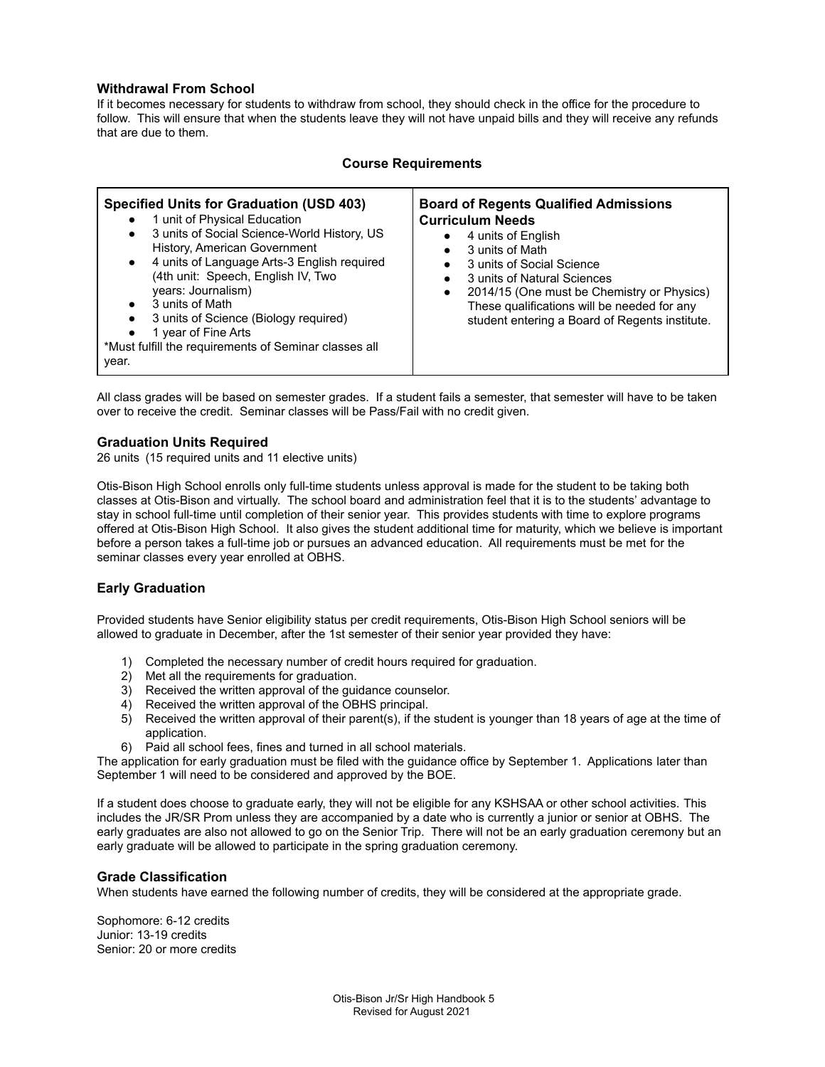### Withdrawal From School

If it becomes necessary for students to withdraw from school, they should check in the office for the procedure to follow. This will ensure that when the students leave they will not have unpaid bills and they will receive any refunds that are due to them.

## Course Requirements

| **Specified Units for Graduation (USD 403)** | **Board of Regents Qualified Admissions Curriculum Needs** |
|---|---|
| • 1 unit of Physical Education<br>• 3 units of Social Science-World History, US History, American Government<br>• 4 units of Language Arts-3 English required (4th unit: Speech, English IV, Two years: Journalism)<br>• 3 units of Math<br>• 3 units of Science (Biology required)<br>• 1 year of Fine Arts<br>*Must fulfill the requirements of Seminar classes all year. | • 4 units of English<br>• 3 units of Math<br>• 3 units of Social Science<br>• 3 units of Natural Sciences<br>• 2014/15 (One must be Chemistry or Physics) These qualifications will be needed for any student entering a Board of Regents institute. |

All class grades will be based on semester grades. If a student fails a semester, that semester will have to be taken over to receive the credit. Seminar classes will be Pass/Fail with no credit given.

### Graduation Units Required

26 units (15 required units and 11 elective units)

Otis-Bison High School enrolls only full-time students unless approval is made for the student to be taking both classes at Otis-Bison and virtually. The school board and administration feel that it is to the students' advantage to stay in school full-time until completion of their senior year. This provides students with time to explore programs offered at Otis-Bison High School. It also gives the student additional time for maturity, which we believe is important before a person takes a full-time job or pursues an advanced education. All requirements must be met for the seminar classes every year enrolled at OBHS.

### Early Graduation

Provided students have Senior eligibility status per credit requirements, Otis-Bison High School seniors will be allowed to graduate in December, after the 1st semester of their senior year provided they have:

1) Completed the necessary number of credit hours required for graduation.
2) Met all the requirements for graduation.
3) Received the written approval of the guidance counselor.
4) Received the written approval of the OBHS principal.
5) Received the written approval of their parent(s), if the student is younger than 18 years of age at the time of application.
6) Paid all school fees, fines and turned in all school materials.

The application for early graduation must be filed with the guidance office by September 1. Applications later than September 1 will need to be considered and approved by the BOE.

If a student does choose to graduate early, they will not be eligible for any KSHSAA or other school activities. This includes the JR/SR Prom unless they are accompanied by a date who is currently a junior or senior at OBHS. The early graduates are also not allowed to go on the Senior Trip. There will not be an early graduation ceremony but an early graduate will be allowed to participate in the spring graduation ceremony.

### Grade Classification

When students have earned the following number of credits, they will be considered at the appropriate grade.

Sophomore: 6-12 credits
Junior: 13-19 credits
Senior: 20 or more credits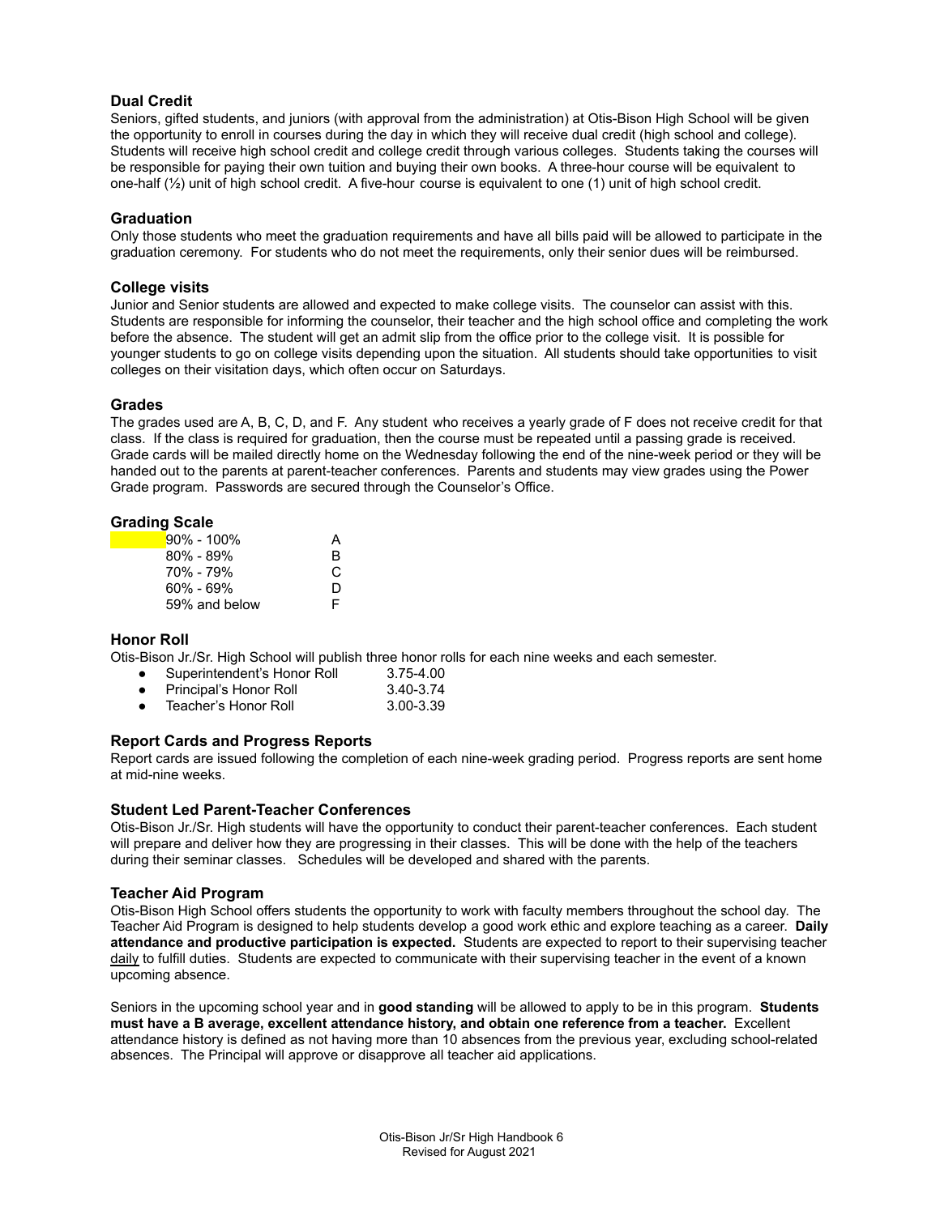### Dual Credit

Seniors, gifted students, and juniors (with approval from the administration) at Otis-Bison High School will be given the opportunity to enroll in courses during the day in which they will receive dual credit (high school and college). Students will receive high school credit and college credit through various colleges. Students taking the courses will be responsible for paying their own tuition and buying their own books. A three-hour course will be equivalent to one-half (½) unit of high school credit. A five-hour course is equivalent to one (1) unit of high school credit.

### Graduation

Only those students who meet the graduation requirements and have all bills paid will be allowed to participate in the graduation ceremony. For students who do not meet the requirements, only their senior dues will be reimbursed.

### College visits

Junior and Senior students are allowed and expected to make college visits. The counselor can assist with this. Students are responsible for informing the counselor, their teacher and the high school office and completing the work before the absence. The student will get an admit slip from the office prior to the college visit. It is possible for younger students to go on college visits depending upon the situation. All students should take opportunities to visit colleges on their visitation days, which often occur on Saturdays.

### Grades

The grades used are A, B, C, D, and F. Any student who receives a yearly grade of F does not receive credit for that class. If the class is required for graduation, then the course must be repeated until a passing grade is received. Grade cards will be mailed directly home on the Wednesday following the end of the nine-week period or they will be handed out to the parents at parent-teacher conferences. Parents and students may view grades using the Power Grade program. Passwords are secured through the Counselor's Office.

### Grading Scale

| Percentage | Grade |
|---|---|
| 90% - 100% | A |
| 80% - 89% | B |
| 70% - 79% | C |
| 60% - 69% | D |
| 59% and below | F |

### Honor Roll

Otis-Bison Jr./Sr. High School will publish three honor rolls for each nine weeks and each semester.

- Superintendent's Honor Roll 3.75-4.00
- Principal's Honor Roll 3.40-3.74
- Teacher's Honor Roll 3.00-3.39

### Report Cards and Progress Reports

Report cards are issued following the completion of each nine-week grading period. Progress reports are sent home at mid-nine weeks.

### Student Led Parent-Teacher Conferences

Otis-Bison Jr./Sr. High students will have the opportunity to conduct their parent-teacher conferences. Each student will prepare and deliver how they are progressing in their classes. This will be done with the help of the teachers during their seminar classes. Schedules will be developed and shared with the parents.

### Teacher Aid Program

Otis-Bison High School offers students the opportunity to work with faculty members throughout the school day. The Teacher Aid Program is designed to help students develop a good work ethic and explore teaching as a career. **Daily attendance and productive participation is expected.** Students are expected to report to their supervising teacher daily to fulfill duties. Students are expected to communicate with their supervising teacher in the event of a known upcoming absence.

Seniors in the upcoming school year and in **good standing** will be allowed to apply to be in this program. **Students must have a B average, excellent attendance history, and obtain one reference from a teacher.** Excellent attendance history is defined as not having more than 10 absences from the previous year, excluding school-related absences. The Principal will approve or disapprove all teacher aid applications.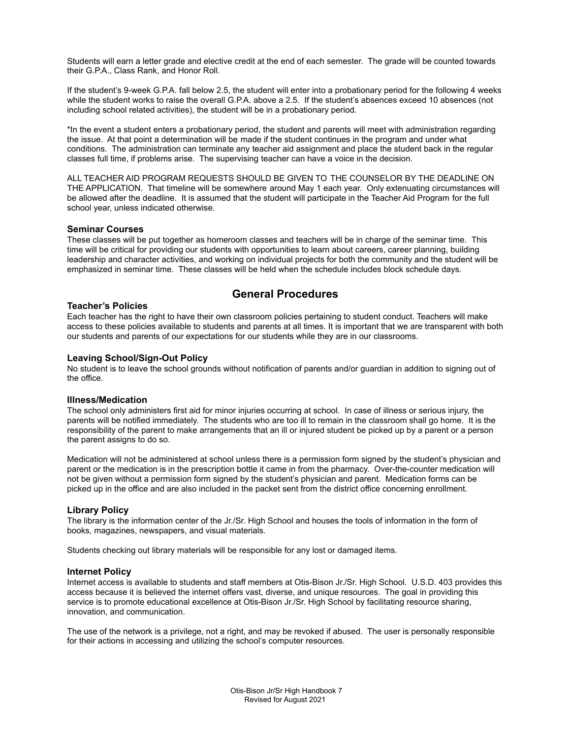Students will earn a letter grade and elective credit at the end of each semester. The grade will be counted towards their G.P.A., Class Rank, and Honor Roll.

If the student's 9-week G.P.A. fall below 2.5, the student will enter into a probationary period for the following 4 weeks while the student works to raise the overall G.P.A. above a 2.5. If the student's absences exceed 10 absences (not including school related activities), the student will be in a probationary period.

*In the event a student enters a probationary period, the student and parents will meet with administration regarding the issue. At that point a determination will be made if the student continues in the program and under what conditions. The administration can terminate any teacher aid assignment and place the student back in the regular classes full time, if problems arise. The supervising teacher can have a voice in the decision.

ALL TEACHER AID PROGRAM REQUESTS SHOULD BE GIVEN TO THE COUNSELOR BY THE DEADLINE ON THE APPLICATION. That timeline will be somewhere around May 1 each year. Only extenuating circumstances will be allowed after the deadline. It is assumed that the student will participate in the Teacher Aid Program for the full school year, unless indicated otherwise.

### Seminar Courses

These classes will be put together as homeroom classes and teachers will be in charge of the seminar time. This time will be critical for providing our students with opportunities to learn about careers, career planning, building leadership and character activities, and working on individual projects for both the community and the student will be emphasized in seminar time. These classes will be held when the schedule includes block schedule days.

## General Procedures

### Teacher's Policies

Each teacher has the right to have their own classroom policies pertaining to student conduct. Teachers will make access to these policies available to students and parents at all times. It is important that we are transparent with both our students and parents of our expectations for our students while they are in our classrooms.

### Leaving School/Sign-Out Policy

No student is to leave the school grounds without notification of parents and/or guardian in addition to signing out of the office.

### Illness/Medication

The school only administers first aid for minor injuries occurring at school. In case of illness or serious injury, the parents will be notified immediately. The students who are too ill to remain in the classroom shall go home. It is the responsibility of the parent to make arrangements that an ill or injured student be picked up by a parent or a person the parent assigns to do so.

Medication will not be administered at school unless there is a permission form signed by the student's physician and parent or the medication is in the prescription bottle it came in from the pharmacy. Over-the-counter medication will not be given without a permission form signed by the student's physician and parent. Medication forms can be picked up in the office and are also included in the packet sent from the district office concerning enrollment.

### Library Policy

The library is the information center of the Jr./Sr. High School and houses the tools of information in the form of books, magazines, newspapers, and visual materials.

Students checking out library materials will be responsible for any lost or damaged items.

### Internet Policy

Internet access is available to students and staff members at Otis-Bison Jr./Sr. High School. U.S.D. 403 provides this access because it is believed the internet offers vast, diverse, and unique resources. The goal in providing this service is to promote educational excellence at Otis-Bison Jr./Sr. High School by facilitating resource sharing, innovation, and communication.

The use of the network is a privilege, not a right, and may be revoked if abused. The user is personally responsible for their actions in accessing and utilizing the school's computer resources.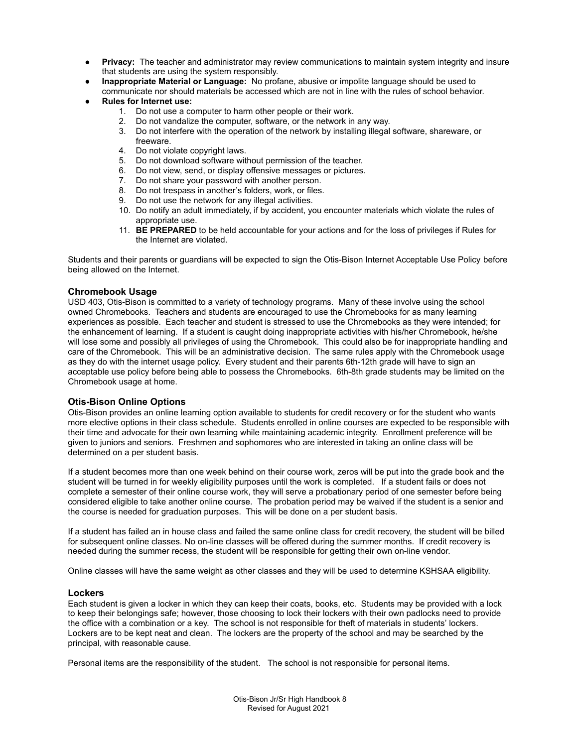- **Privacy:** The teacher and administrator may review communications to maintain system integrity and insure that students are using the system responsibly.
- **Inappropriate Material or Language:** No profane, abusive or impolite language should be used to communicate nor should materials be accessed which are not in line with the rules of school behavior.
- **Rules for Internet use:**
  1. Do not use a computer to harm other people or their work.
  2. Do not vandalize the computer, software, or the network in any way.
  3. Do not interfere with the operation of the network by installing illegal software, shareware, or freeware.
  4. Do not violate copyright laws.
  5. Do not download software without permission of the teacher.
  6. Do not view, send, or display offensive messages or pictures.
  7. Do not share your password with another person.
  8. Do not trespass in another's folders, work, or files.
  9. Do not use the network for any illegal activities.
  10. Do notify an adult immediately, if by accident, you encounter materials which violate the rules of appropriate use.
  11. **BE PREPARED** to be held accountable for your actions and for the loss of privileges if Rules for the Internet are violated.

Students and their parents or guardians will be expected to sign the Otis-Bison Internet Acceptable Use Policy before being allowed on the Internet.

### Chromebook Usage

USD 403, Otis-Bison is committed to a variety of technology programs. Many of these involve using the school owned Chromebooks. Teachers and students are encouraged to use the Chromebooks for as many learning experiences as possible. Each teacher and student is stressed to use the Chromebooks as they were intended; for the enhancement of learning. If a student is caught doing inappropriate activities with his/her Chromebook, he/she will lose some and possibly all privileges of using the Chromebook. This could also be for inappropriate handling and care of the Chromebook. This will be an administrative decision. The same rules apply with the Chromebook usage as they do with the internet usage policy. Every student and their parents 6th-12th grade will have to sign an acceptable use policy before being able to possess the Chromebooks. 6th-8th grade students may be limited on the Chromebook usage at home.

### Otis-Bison Online Options

Otis-Bison provides an online learning option available to students for credit recovery or for the student who wants more elective options in their class schedule. Students enrolled in online courses are expected to be responsible with their time and advocate for their own learning while maintaining academic integrity. Enrollment preference will be given to juniors and seniors. Freshmen and sophomores who are interested in taking an online class will be determined on a per student basis.

If a student becomes more than one week behind on their course work, zeros will be put into the grade book and the student will be turned in for weekly eligibility purposes until the work is completed. If a student fails or does not complete a semester of their online course work, they will serve a probationary period of one semester before being considered eligible to take another online course. The probation period may be waived if the student is a senior and the course is needed for graduation purposes. This will be done on a per student basis.

If a student has failed an in house class and failed the same online class for credit recovery, the student will be billed for subsequent online classes. No on-line classes will be offered during the summer months. If credit recovery is needed during the summer recess, the student will be responsible for getting their own on-line vendor.

Online classes will have the same weight as other classes and they will be used to determine KSHSAA eligibility.

### Lockers

Each student is given a locker in which they can keep their coats, books, etc. Students may be provided with a lock to keep their belongings safe; however, those choosing to lock their lockers with their own padlocks need to provide the office with a combination or a key. The school is not responsible for theft of materials in students' lockers. Lockers are to be kept neat and clean. The lockers are the property of the school and may be searched by the principal, with reasonable cause.

Personal items are the responsibility of the student. The school is not responsible for personal items.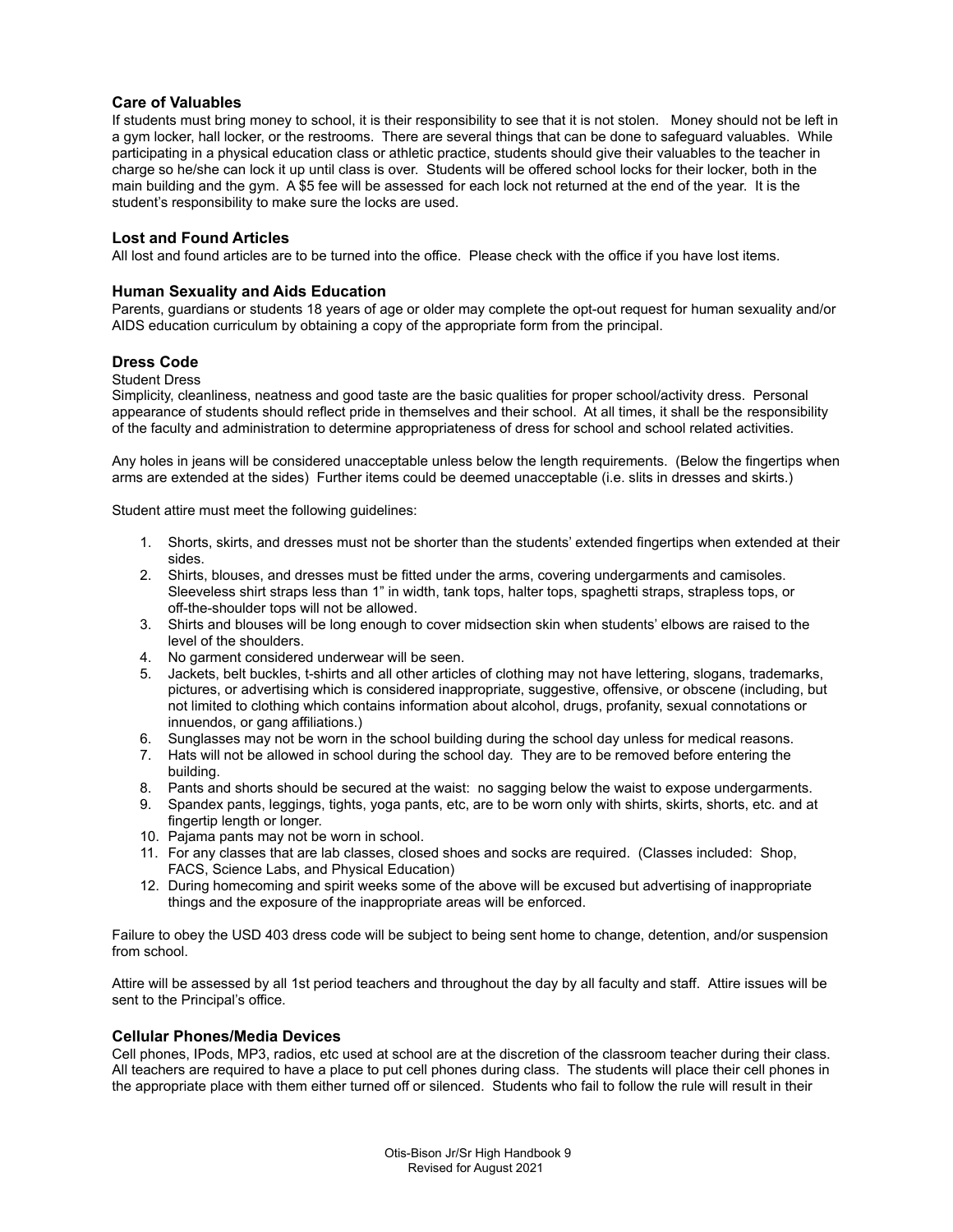### Care of Valuables

If students must bring money to school, it is their responsibility to see that it is not stolen. Money should not be left in a gym locker, hall locker, or the restrooms. There are several things that can be done to safeguard valuables. While participating in a physical education class or athletic practice, students should give their valuables to the teacher in charge so he/she can lock it up until class is over. Students will be offered school locks for their locker, both in the main building and the gym. A $5 fee will be assessed for each lock not returned at the end of the year. It is the student's responsibility to make sure the locks are used.

### Lost and Found Articles

All lost and found articles are to be turned into the office. Please check with the office if you have lost items.

### Human Sexuality and Aids Education

Parents, guardians or students 18 years of age or older may complete the opt-out request for human sexuality and/or AIDS education curriculum by obtaining a copy of the appropriate form from the principal.

### Dress Code

Student Dress

Simplicity, cleanliness, neatness and good taste are the basic qualities for proper school/activity dress. Personal appearance of students should reflect pride in themselves and their school. At all times, it shall be the responsibility of the faculty and administration to determine appropriateness of dress for school and school related activities.

Any holes in jeans will be considered unacceptable unless below the length requirements. (Below the fingertips when arms are extended at the sides) Further items could be deemed unacceptable (i.e. slits in dresses and skirts.)

Student attire must meet the following guidelines:

1. Shorts, skirts, and dresses must not be shorter than the students' extended fingertips when extended at their sides.
2. Shirts, blouses, and dresses must be fitted under the arms, covering undergarments and camisoles. Sleeveless shirt straps less than 1" in width, tank tops, halter tops, spaghetti straps, strapless tops, or off-the-shoulder tops will not be allowed.
3. Shirts and blouses will be long enough to cover midsection skin when students' elbows are raised to the level of the shoulders.
4. No garment considered underwear will be seen.
5. Jackets, belt buckles, t-shirts and all other articles of clothing may not have lettering, slogans, trademarks, pictures, or advertising which is considered inappropriate, suggestive, offensive, or obscene (including, but not limited to clothing which contains information about alcohol, drugs, profanity, sexual connotations or innuendos, or gang affiliations.)
6. Sunglasses may not be worn in the school building during the school day unless for medical reasons.
7. Hats will not be allowed in school during the school day. They are to be removed before entering the building.
8. Pants and shorts should be secured at the waist: no sagging below the waist to expose undergarments.
9. Spandex pants, leggings, tights, yoga pants, etc, are to be worn only with shirts, skirts, shorts, etc. and at fingertip length or longer.
10. Pajama pants may not be worn in school.
11. For any classes that are lab classes, closed shoes and socks are required. (Classes included: Shop, FACS, Science Labs, and Physical Education)
12. During homecoming and spirit weeks some of the above will be excused but advertising of inappropriate things and the exposure of the inappropriate areas will be enforced.

Failure to obey the USD 403 dress code will be subject to being sent home to change, detention, and/or suspension from school.

Attire will be assessed by all 1st period teachers and throughout the day by all faculty and staff. Attire issues will be sent to the Principal's office.

### Cellular Phones/Media Devices

Cell phones, IPods, MP3, radios, etc used at school are at the discretion of the classroom teacher during their class. All teachers are required to have a place to put cell phones during class. The students will place their cell phones in the appropriate place with them either turned off or silenced. Students who fail to follow the rule will result in their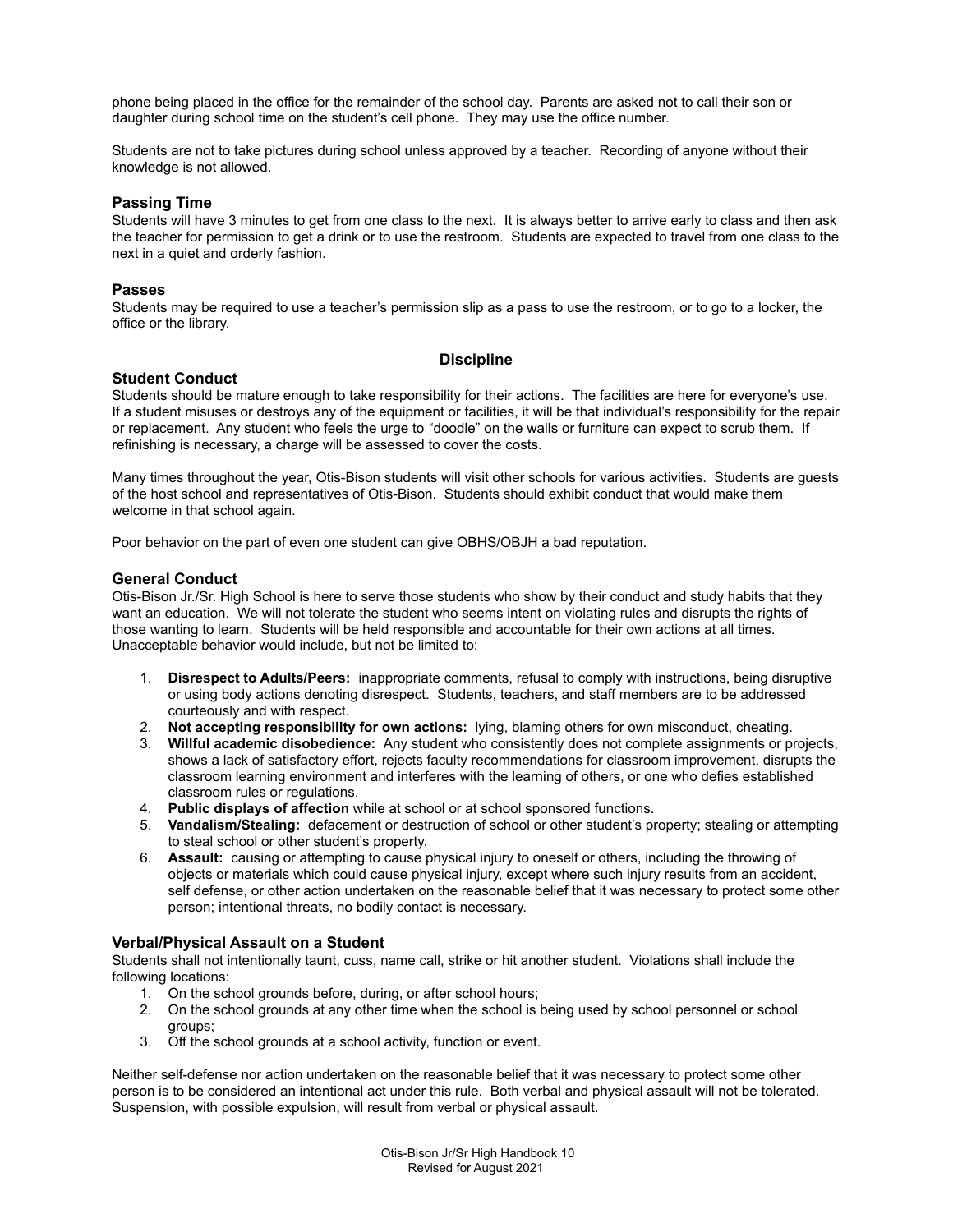phone being placed in the office for the remainder of the school day. Parents are asked not to call their son or daughter during school time on the student's cell phone. They may use the office number.

Students are not to take pictures during school unless approved by a teacher. Recording of anyone without their knowledge is not allowed.

### Passing Time

Students will have 3 minutes to get from one class to the next. It is always better to arrive early to class and then ask the teacher for permission to get a drink or to use the restroom. Students are expected to travel from one class to the next in a quiet and orderly fashion.

### Passes

Students may be required to use a teacher's permission slip as a pass to use the restroom, or to go to a locker, the office or the library.

## Discipline

### Student Conduct

Students should be mature enough to take responsibility for their actions. The facilities are here for everyone's use. If a student misuses or destroys any of the equipment or facilities, it will be that individual's responsibility for the repair or replacement. Any student who feels the urge to "doodle" on the walls or furniture can expect to scrub them. If refinishing is necessary, a charge will be assessed to cover the costs.

Many times throughout the year, Otis-Bison students will visit other schools for various activities. Students are guests of the host school and representatives of Otis-Bison. Students should exhibit conduct that would make them welcome in that school again.

Poor behavior on the part of even one student can give OBHS/OBJH a bad reputation.

### General Conduct

Otis-Bison Jr./Sr. High School is here to serve those students who show by their conduct and study habits that they want an education. We will not tolerate the student who seems intent on violating rules and disrupts the rights of those wanting to learn. Students will be held responsible and accountable for their own actions at all times. Unacceptable behavior would include, but not be limited to:

1. **Disrespect to Adults/Peers:** inappropriate comments, refusal to comply with instructions, being disruptive or using body actions denoting disrespect. Students, teachers, and staff members are to be addressed courteously and with respect.
2. **Not accepting responsibility for own actions:** lying, blaming others for own misconduct, cheating.
3. **Willful academic disobedience:** Any student who consistently does not complete assignments or projects, shows a lack of satisfactory effort, rejects faculty recommendations for classroom improvement, disrupts the classroom learning environment and interferes with the learning of others, or one who defies established classroom rules or regulations.
4. **Public displays of affection** while at school or at school sponsored functions.
5. **Vandalism/Stealing:** defacement or destruction of school or other student's property; stealing or attempting to steal school or other student's property.
6. **Assault:** causing or attempting to cause physical injury to oneself or others, including the throwing of objects or materials which could cause physical injury, except where such injury results from an accident, self defense, or other action undertaken on the reasonable belief that it was necessary to protect some other person; intentional threats, no bodily contact is necessary.

### Verbal/Physical Assault on a Student

Students shall not intentionally taunt, cuss, name call, strike or hit another student. Violations shall include the following locations:

1. On the school grounds before, during, or after school hours;
2. On the school grounds at any other time when the school is being used by school personnel or school groups;
3. Off the school grounds at a school activity, function or event.

Neither self-defense nor action undertaken on the reasonable belief that it was necessary to protect some other person is to be considered an intentional act under this rule. Both verbal and physical assault will not be tolerated. Suspension, with possible expulsion, will result from verbal or physical assault.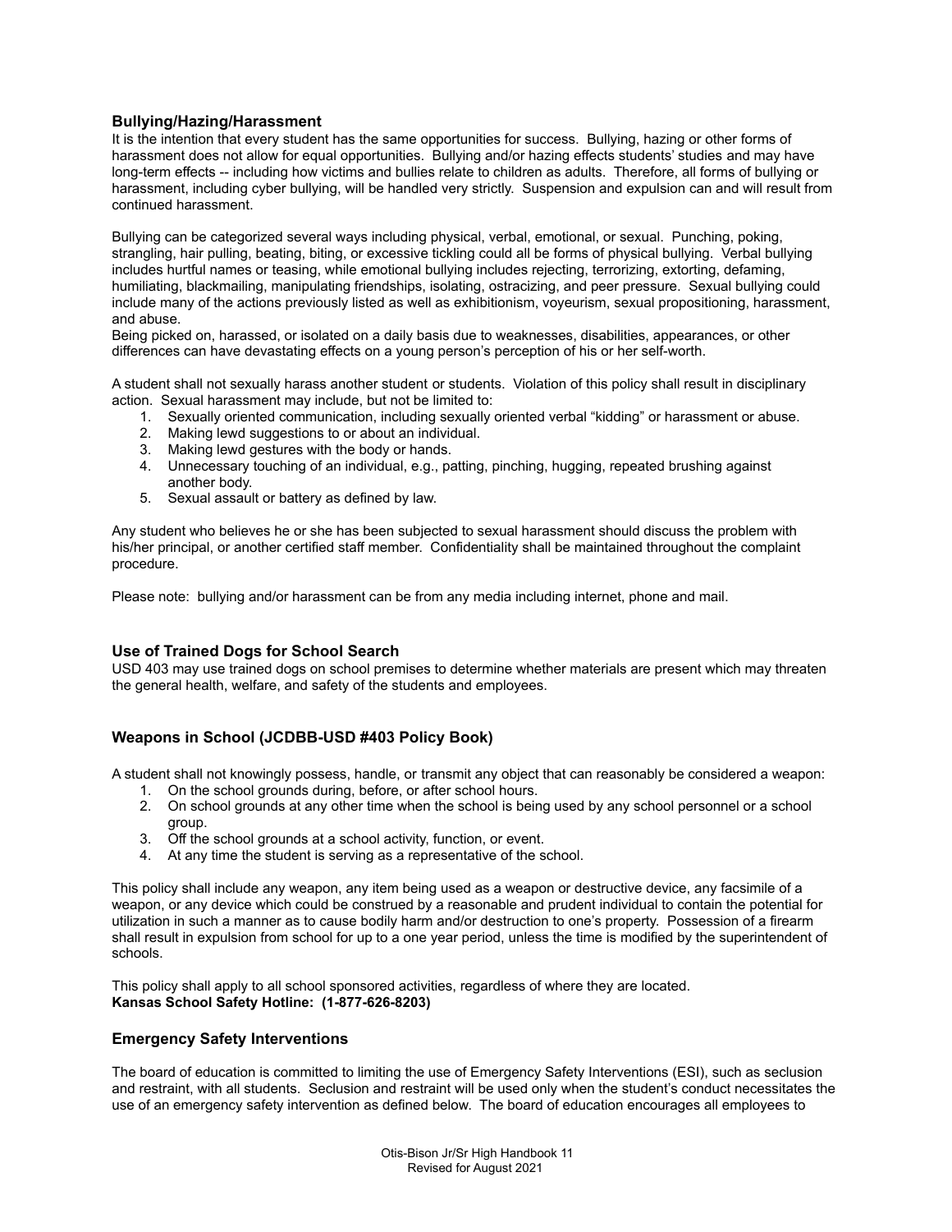### Bullying/Hazing/Harassment

It is the intention that every student has the same opportunities for success. Bullying, hazing or other forms of harassment does not allow for equal opportunities. Bullying and/or hazing effects students' studies and may have long-term effects -- including how victims and bullies relate to children as adults. Therefore, all forms of bullying or harassment, including cyber bullying, will be handled very strictly. Suspension and expulsion can and will result from continued harassment.

Bullying can be categorized several ways including physical, verbal, emotional, or sexual. Punching, poking, strangling, hair pulling, beating, biting, or excessive tickling could all be forms of physical bullying. Verbal bullying includes hurtful names or teasing, while emotional bullying includes rejecting, terrorizing, extorting, defaming, humiliating, blackmailing, manipulating friendships, isolating, ostracizing, and peer pressure. Sexual bullying could include many of the actions previously listed as well as exhibitionism, voyeurism, sexual propositioning, harassment, and abuse.
Being picked on, harassed, or isolated on a daily basis due to weaknesses, disabilities, appearances, or other differences can have devastating effects on a young person's perception of his or her self-worth.

A student shall not sexually harass another student or students. Violation of this policy shall result in disciplinary action. Sexual harassment may include, but not be limited to:

1. Sexually oriented communication, including sexually oriented verbal "kidding" or harassment or abuse.
2. Making lewd suggestions to or about an individual.
3. Making lewd gestures with the body or hands.
4. Unnecessary touching of an individual, e.g., patting, pinching, hugging, repeated brushing against another body.
5. Sexual assault or battery as defined by law.

Any student who believes he or she has been subjected to sexual harassment should discuss the problem with his/her principal, or another certified staff member. Confidentiality shall be maintained throughout the complaint procedure.

Please note: bullying and/or harassment can be from any media including internet, phone and mail.

### Use of Trained Dogs for School Search

USD 403 may use trained dogs on school premises to determine whether materials are present which may threaten the general health, welfare, and safety of the students and employees.

### Weapons in School (JCDBB-USD #403 Policy Book)

A student shall not knowingly possess, handle, or transmit any object that can reasonably be considered a weapon:

1. On the school grounds during, before, or after school hours.
2. On school grounds at any other time when the school is being used by any school personnel or a school group.
3. Off the school grounds at a school activity, function, or event.
4. At any time the student is serving as a representative of the school.

This policy shall include any weapon, any item being used as a weapon or destructive device, any facsimile of a weapon, or any device which could be construed by a reasonable and prudent individual to contain the potential for utilization in such a manner as to cause bodily harm and/or destruction to one's property. Possession of a firearm shall result in expulsion from school for up to a one year period, unless the time is modified by the superintendent of schools.

This policy shall apply to all school sponsored activities, regardless of where they are located.
**Kansas School Safety Hotline: (1-877-626-8203)**

### Emergency Safety Interventions

The board of education is committed to limiting the use of Emergency Safety Interventions (ESI), such as seclusion and restraint, with all students. Seclusion and restraint will be used only when the student's conduct necessitates the use of an emergency safety intervention as defined below. The board of education encourages all employees to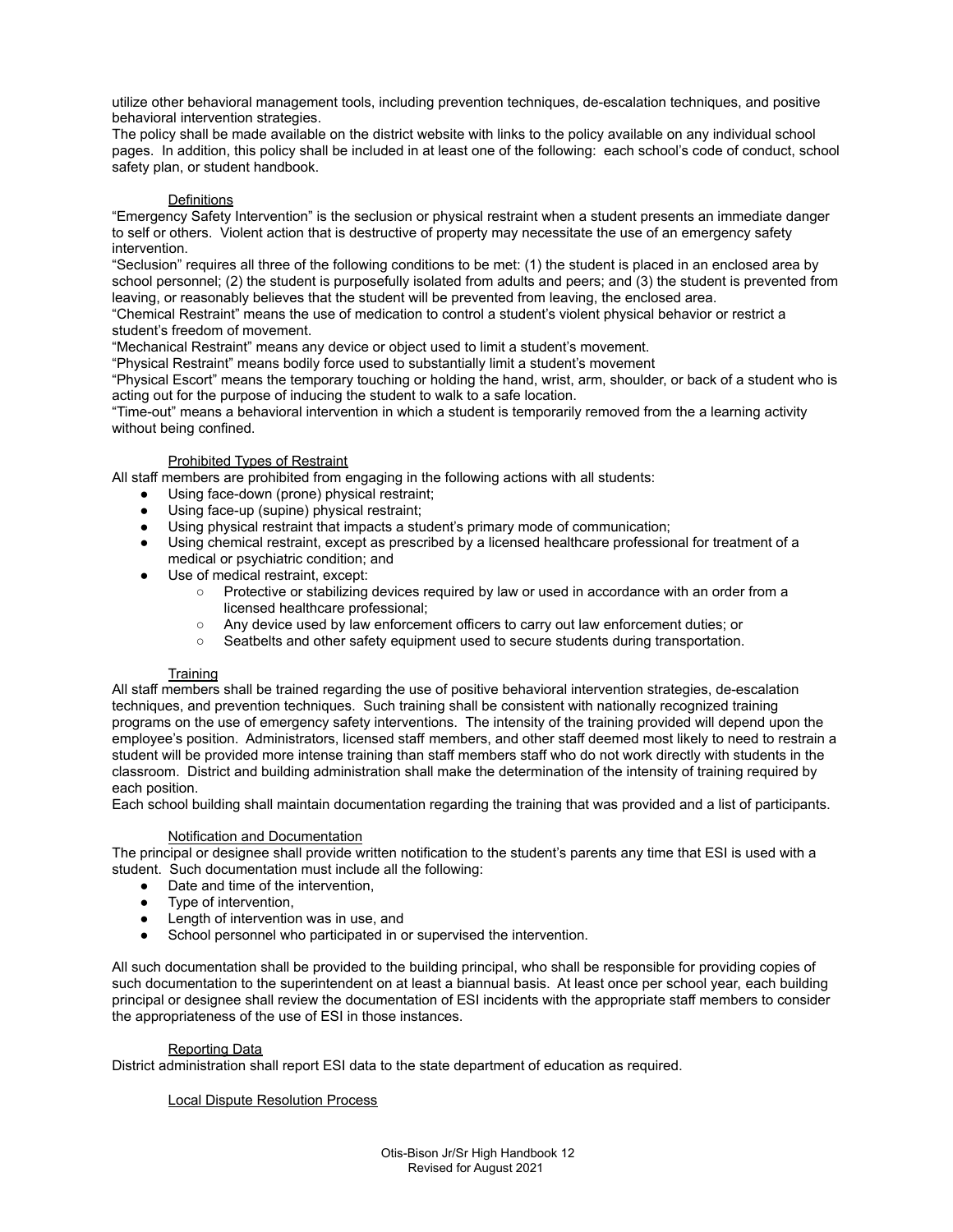utilize other behavioral management tools, including prevention techniques, de-escalation techniques, and positive behavioral intervention strategies.

The policy shall be made available on the district website with links to the policy available on any individual school pages. In addition, this policy shall be included in at least one of the following: each school's code of conduct, school safety plan, or student handbook.

Definitions

"Emergency Safety Intervention" is the seclusion or physical restraint when a student presents an immediate danger to self or others. Violent action that is destructive of property may necessitate the use of an emergency safety intervention.

"Seclusion" requires all three of the following conditions to be met: (1) the student is placed in an enclosed area by school personnel; (2) the student is purposefully isolated from adults and peers; and (3) the student is prevented from leaving, or reasonably believes that the student will be prevented from leaving, the enclosed area.

"Chemical Restraint" means the use of medication to control a student's violent physical behavior or restrict a student's freedom of movement.

"Mechanical Restraint" means any device or object used to limit a student's movement.

"Physical Restraint" means bodily force used to substantially limit a student's movement

"Physical Escort" means the temporary touching or holding the hand, wrist, arm, shoulder, or back of a student who is acting out for the purpose of inducing the student to walk to a safe location.

"Time-out" means a behavioral intervention in which a student is temporarily removed from the a learning activity without being confined.

Prohibited Types of Restraint

All staff members are prohibited from engaging in the following actions with all students:

- Using face-down (prone) physical restraint;
- Using face-up (supine) physical restraint;
- Using physical restraint that impacts a student's primary mode of communication;
- Using chemical restraint, except as prescribed by a licensed healthcare professional for treatment of a medical or psychiatric condition; and
- Use of medical restraint, except:
  - Protective or stabilizing devices required by law or used in accordance with an order from a licensed healthcare professional;
  - Any device used by law enforcement officers to carry out law enforcement duties; or
  - Seatbelts and other safety equipment used to secure students during transportation.

Training

All staff members shall be trained regarding the use of positive behavioral intervention strategies, de-escalation techniques, and prevention techniques. Such training shall be consistent with nationally recognized training programs on the use of emergency safety interventions. The intensity of the training provided will depend upon the employee's position. Administrators, licensed staff members, and other staff deemed most likely to need to restrain a student will be provided more intense training than staff members staff who do not work directly with students in the classroom. District and building administration shall make the determination of the intensity of training required by each position.

Each school building shall maintain documentation regarding the training that was provided and a list of participants.

Notification and Documentation

The principal or designee shall provide written notification to the student's parents any time that ESI is used with a student. Such documentation must include all the following:

- Date and time of the intervention,
- Type of intervention,
- Length of intervention was in use, and
- School personnel who participated in or supervised the intervention.

All such documentation shall be provided to the building principal, who shall be responsible for providing copies of such documentation to the superintendent on at least a biannual basis. At least once per school year, each building principal or designee shall review the documentation of ESI incidents with the appropriate staff members to consider the appropriateness of the use of ESI in those instances.

Reporting Data

District administration shall report ESI data to the state department of education as required.

Local Dispute Resolution Process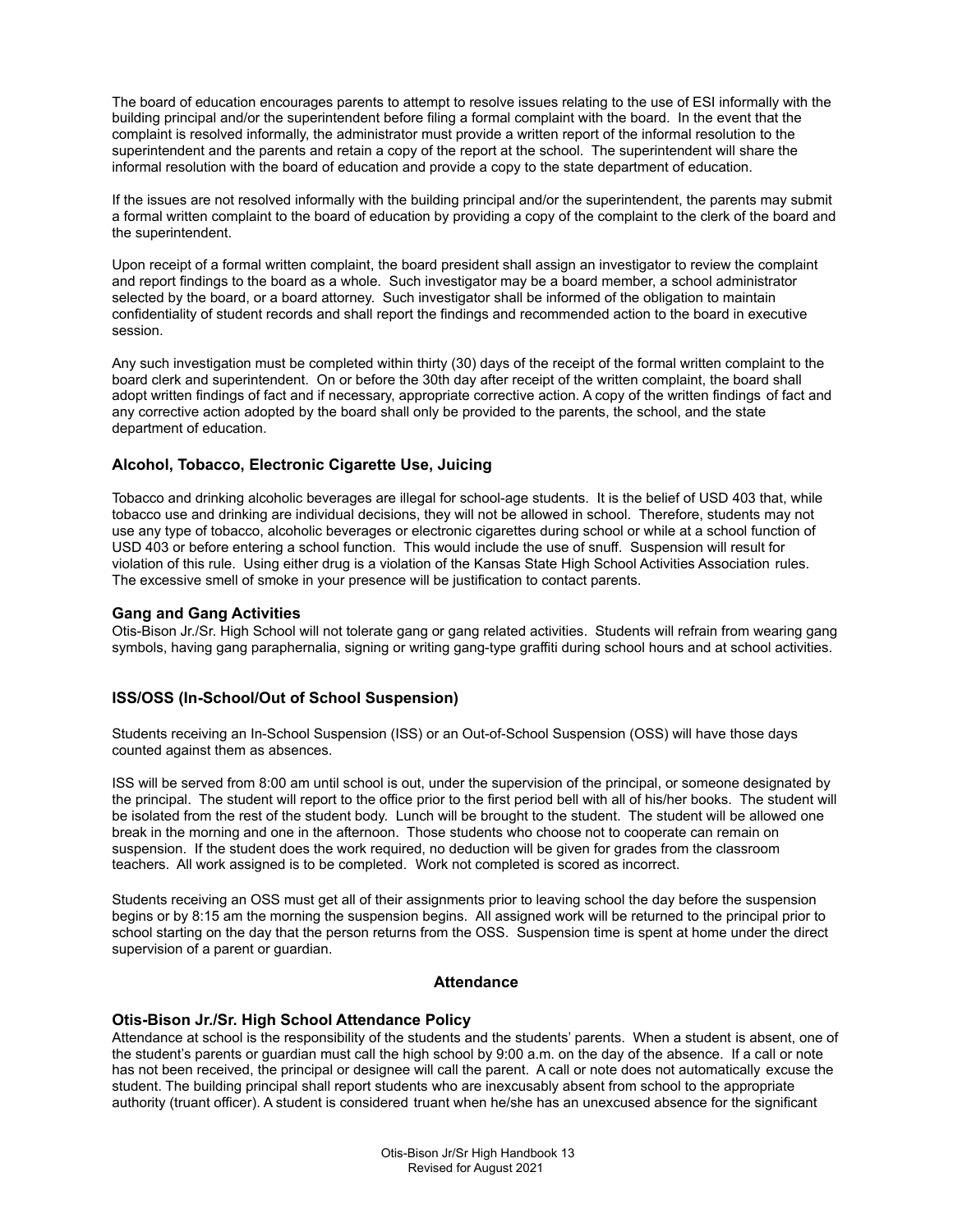The board of education encourages parents to attempt to resolve issues relating to the use of ESI informally with the building principal and/or the superintendent before filing a formal complaint with the board. In the event that the complaint is resolved informally, the administrator must provide a written report of the informal resolution to the superintendent and the parents and retain a copy of the report at the school. The superintendent will share the informal resolution with the board of education and provide a copy to the state department of education.

If the issues are not resolved informally with the building principal and/or the superintendent, the parents may submit a formal written complaint to the board of education by providing a copy of the complaint to the clerk of the board and the superintendent.

Upon receipt of a formal written complaint, the board president shall assign an investigator to review the complaint and report findings to the board as a whole. Such investigator may be a board member, a school administrator selected by the board, or a board attorney. Such investigator shall be informed of the obligation to maintain confidentiality of student records and shall report the findings and recommended action to the board in executive session.

Any such investigation must be completed within thirty (30) days of the receipt of the formal written complaint to the board clerk and superintendent. On or before the 30th day after receipt of the written complaint, the board shall adopt written findings of fact and if necessary, appropriate corrective action. A copy of the written findings of fact and any corrective action adopted by the board shall only be provided to the parents, the school, and the state department of education.

### Alcohol, Tobacco, Electronic Cigarette Use, Juicing

Tobacco and drinking alcoholic beverages are illegal for school-age students. It is the belief of USD 403 that, while tobacco use and drinking are individual decisions, they will not be allowed in school. Therefore, students may not use any type of tobacco, alcoholic beverages or electronic cigarettes during school or while at a school function of USD 403 or before entering a school function. This would include the use of snuff. Suspension will result for violation of this rule. Using either drug is a violation of the Kansas State High School Activities Association rules. The excessive smell of smoke in your presence will be justification to contact parents.

### Gang and Gang Activities

Otis-Bison Jr./Sr. High School will not tolerate gang or gang related activities. Students will refrain from wearing gang symbols, having gang paraphernalia, signing or writing gang-type graffiti during school hours and at school activities.

### ISS/OSS (In-School/Out of School Suspension)

Students receiving an In-School Suspension (ISS) or an Out-of-School Suspension (OSS) will have those days counted against them as absences.

ISS will be served from 8:00 am until school is out, under the supervision of the principal, or someone designated by the principal. The student will report to the office prior to the first period bell with all of his/her books. The student will be isolated from the rest of the student body. Lunch will be brought to the student. The student will be allowed one break in the morning and one in the afternoon. Those students who choose not to cooperate can remain on suspension. If the student does the work required, no deduction will be given for grades from the classroom teachers. All work assigned is to be completed. Work not completed is scored as incorrect.

Students receiving an OSS must get all of their assignments prior to leaving school the day before the suspension begins or by 8:15 am the morning the suspension begins. All assigned work will be returned to the principal prior to school starting on the day that the person returns from the OSS. Suspension time is spent at home under the direct supervision of a parent or guardian.

## Attendance

### Otis-Bison Jr./Sr. High School Attendance Policy

Attendance at school is the responsibility of the students and the students' parents. When a student is absent, one of the student's parents or guardian must call the high school by 9:00 a.m. on the day of the absence. If a call or note has not been received, the principal or designee will call the parent. A call or note does not automatically excuse the student. The building principal shall report students who are inexcusably absent from school to the appropriate authority (truant officer). A student is considered truant when he/she has an unexcused absence for the significant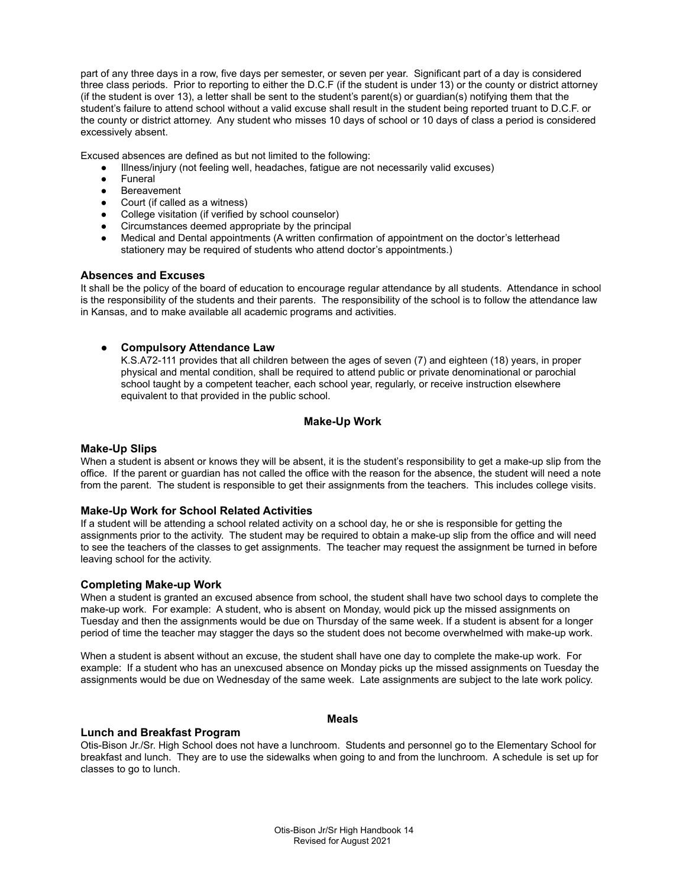part of any three days in a row, five days per semester, or seven per year. Significant part of a day is considered three class periods. Prior to reporting to either the D.C.F (if the student is under 13) or the county or district attorney (if the student is over 13), a letter shall be sent to the student's parent(s) or guardian(s) notifying them that the student's failure to attend school without a valid excuse shall result in the student being reported truant to D.C.F. or the county or district attorney. Any student who misses 10 days of school or 10 days of class a period is considered excessively absent.

Excused absences are defined as but not limited to the following:

- Illness/injury (not feeling well, headaches, fatigue are not necessarily valid excuses)
- Funeral
- Bereavement
- Court (if called as a witness)
- College visitation (if verified by school counselor)
- Circumstances deemed appropriate by the principal
- Medical and Dental appointments (A written confirmation of appointment on the doctor's letterhead stationery may be required of students who attend doctor's appointments.)

### Absences and Excuses

It shall be the policy of the board of education to encourage regular attendance by all students. Attendance in school is the responsibility of the students and their parents. The responsibility of the school is to follow the attendance law in Kansas, and to make available all academic programs and activities.

- **Compulsory Attendance Law**
  K.S.A72-111 provides that all children between the ages of seven (7) and eighteen (18) years, in proper physical and mental condition, shall be required to attend public or private denominational or parochial school taught by a competent teacher, each school year, regularly, or receive instruction elsewhere equivalent to that provided in the public school.

## Make-Up Work

### Make-Up Slips

When a student is absent or knows they will be absent, it is the student's responsibility to get a make-up slip from the office. If the parent or guardian has not called the office with the reason for the absence, the student will need a note from the parent. The student is responsible to get their assignments from the teachers. This includes college visits.

### Make-Up Work for School Related Activities

If a student will be attending a school related activity on a school day, he or she is responsible for getting the assignments prior to the activity. The student may be required to obtain a make-up slip from the office and will need to see the teachers of the classes to get assignments. The teacher may request the assignment be turned in before leaving school for the activity.

### Completing Make-up Work

When a student is granted an excused absence from school, the student shall have two school days to complete the make-up work. For example: A student, who is absent on Monday, would pick up the missed assignments on Tuesday and then the assignments would be due on Thursday of the same week. If a student is absent for a longer period of time the teacher may stagger the days so the student does not become overwhelmed with make-up work.

When a student is absent without an excuse, the student shall have one day to complete the make-up work. For example: If a student who has an unexcused absence on Monday picks up the missed assignments on Tuesday the assignments would be due on Wednesday of the same week. Late assignments are subject to the late work policy.

## Meals

### Lunch and Breakfast Program

Otis-Bison Jr./Sr. High School does not have a lunchroom. Students and personnel go to the Elementary School for breakfast and lunch. They are to use the sidewalks when going to and from the lunchroom. A schedule is set up for classes to go to lunch.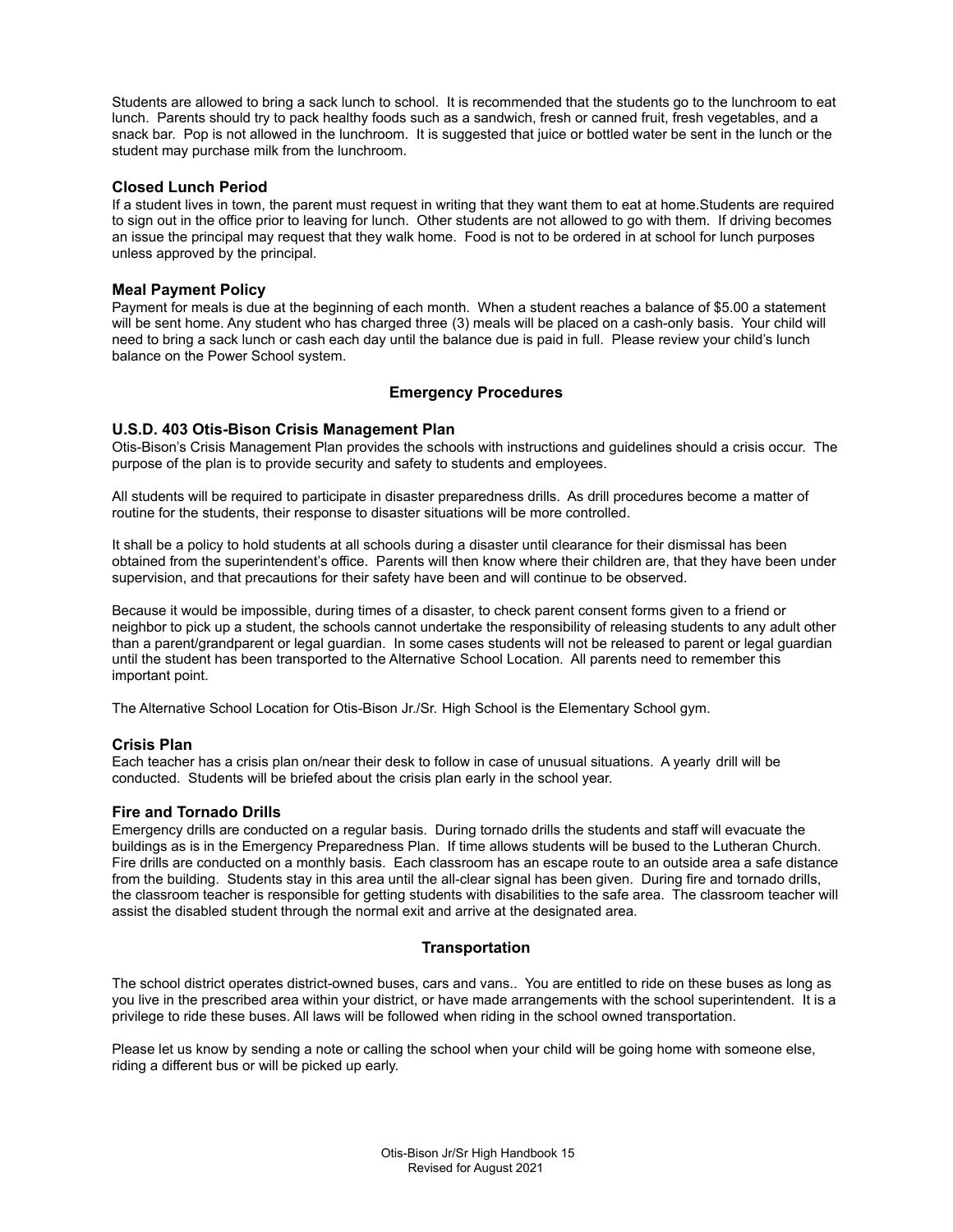Students are allowed to bring a sack lunch to school. It is recommended that the students go to the lunchroom to eat lunch. Parents should try to pack healthy foods such as a sandwich, fresh or canned fruit, fresh vegetables, and a snack bar. Pop is not allowed in the lunchroom. It is suggested that juice or bottled water be sent in the lunch or the student may purchase milk from the lunchroom.

### Closed Lunch Period

If a student lives in town, the parent must request in writing that they want them to eat at home.Students are required to sign out in the office prior to leaving for lunch. Other students are not allowed to go with them. If driving becomes an issue the principal may request that they walk home. Food is not to be ordered in at school for lunch purposes unless approved by the principal.

### Meal Payment Policy

Payment for meals is due at the beginning of each month. When a student reaches a balance of $5.00 a statement will be sent home. Any student who has charged three (3) meals will be placed on a cash-only basis. Your child will need to bring a sack lunch or cash each day until the balance due is paid in full. Please review your child's lunch balance on the Power School system.

## Emergency Procedures

### U.S.D. 403 Otis-Bison Crisis Management Plan

Otis-Bison's Crisis Management Plan provides the schools with instructions and guidelines should a crisis occur. The purpose of the plan is to provide security and safety to students and employees.

All students will be required to participate in disaster preparedness drills. As drill procedures become a matter of routine for the students, their response to disaster situations will be more controlled.

It shall be a policy to hold students at all schools during a disaster until clearance for their dismissal has been obtained from the superintendent's office. Parents will then know where their children are, that they have been under supervision, and that precautions for their safety have been and will continue to be observed.

Because it would be impossible, during times of a disaster, to check parent consent forms given to a friend or neighbor to pick up a student, the schools cannot undertake the responsibility of releasing students to any adult other than a parent/grandparent or legal guardian. In some cases students will not be released to parent or legal guardian until the student has been transported to the Alternative School Location. All parents need to remember this important point.

The Alternative School Location for Otis-Bison Jr./Sr. High School is the Elementary School gym.

### Crisis Plan

Each teacher has a crisis plan on/near their desk to follow in case of unusual situations. A yearly drill will be conducted. Students will be briefed about the crisis plan early in the school year.

### Fire and Tornado Drills

Emergency drills are conducted on a regular basis. During tornado drills the students and staff will evacuate the buildings as is in the Emergency Preparedness Plan. If time allows students will be bused to the Lutheran Church. Fire drills are conducted on a monthly basis. Each classroom has an escape route to an outside area a safe distance from the building. Students stay in this area until the all-clear signal has been given. During fire and tornado drills, the classroom teacher is responsible for getting students with disabilities to the safe area. The classroom teacher will assist the disabled student through the normal exit and arrive at the designated area.

## Transportation

The school district operates district-owned buses, cars and vans.. You are entitled to ride on these buses as long as you live in the prescribed area within your district, or have made arrangements with the school superintendent. It is a privilege to ride these buses. All laws will be followed when riding in the school owned transportation.

Please let us know by sending a note or calling the school when your child will be going home with someone else, riding a different bus or will be picked up early.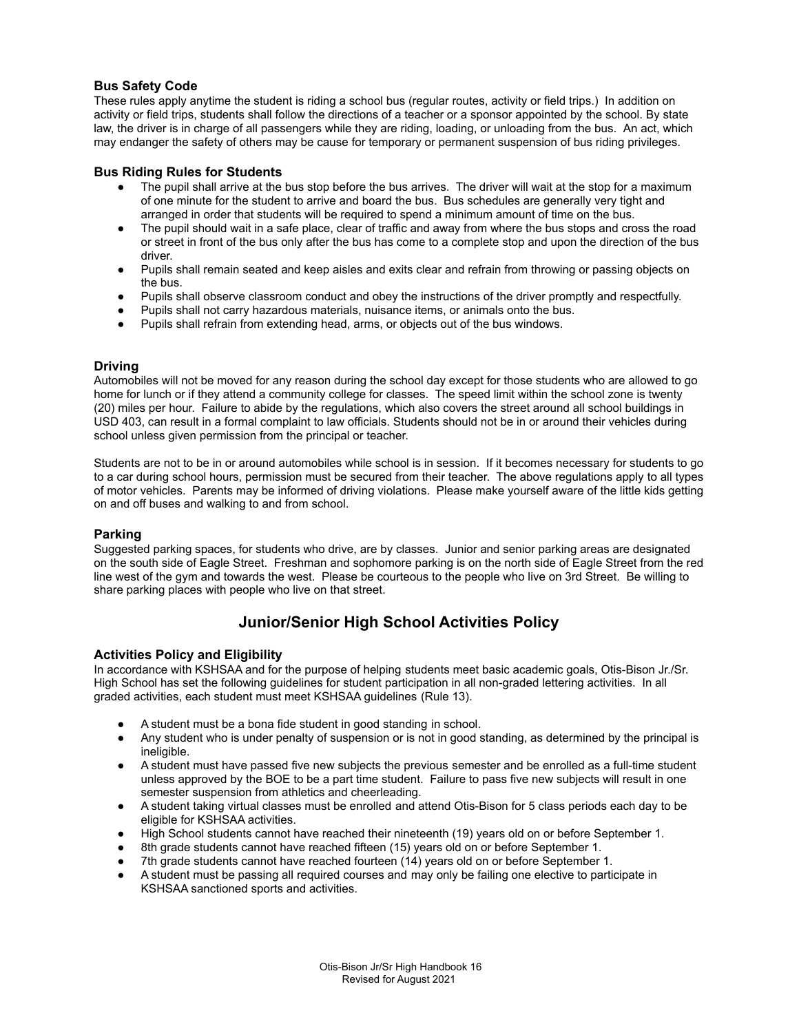### Bus Safety Code

These rules apply anytime the student is riding a school bus (regular routes, activity or field trips.) In addition on activity or field trips, students shall follow the directions of a teacher or a sponsor appointed by the school. By state law, the driver is in charge of all passengers while they are riding, loading, or unloading from the bus. An act, which may endanger the safety of others may be cause for temporary or permanent suspension of bus riding privileges.

### Bus Riding Rules for Students

- The pupil shall arrive at the bus stop before the bus arrives. The driver will wait at the stop for a maximum of one minute for the student to arrive and board the bus. Bus schedules are generally very tight and arranged in order that students will be required to spend a minimum amount of time on the bus.
- The pupil should wait in a safe place, clear of traffic and away from where the bus stops and cross the road or street in front of the bus only after the bus has come to a complete stop and upon the direction of the bus driver.
- Pupils shall remain seated and keep aisles and exits clear and refrain from throwing or passing objects on the bus.
- Pupils shall observe classroom conduct and obey the instructions of the driver promptly and respectfully.
- Pupils shall not carry hazardous materials, nuisance items, or animals onto the bus.
- Pupils shall refrain from extending head, arms, or objects out of the bus windows.

### Driving

Automobiles will not be moved for any reason during the school day except for those students who are allowed to go home for lunch or if they attend a community college for classes. The speed limit within the school zone is twenty (20) miles per hour. Failure to abide by the regulations, which also covers the street around all school buildings in USD 403, can result in a formal complaint to law officials. Students should not be in or around their vehicles during school unless given permission from the principal or teacher.

Students are not to be in or around automobiles while school is in session. If it becomes necessary for students to go to a car during school hours, permission must be secured from their teacher. The above regulations apply to all types of motor vehicles. Parents may be informed of driving violations. Please make yourself aware of the little kids getting on and off buses and walking to and from school.

### Parking

Suggested parking spaces, for students who drive, are by classes. Junior and senior parking areas are designated on the south side of Eagle Street. Freshman and sophomore parking is on the north side of Eagle Street from the red line west of the gym and towards the west. Please be courteous to the people who live on 3rd Street. Be willing to share parking places with people who live on that street.

## Junior/Senior High School Activities Policy

### Activities Policy and Eligibility

In accordance with KSHSAA and for the purpose of helping students meet basic academic goals, Otis-Bison Jr./Sr. High School has set the following guidelines for student participation in all non-graded lettering activities. In all graded activities, each student must meet KSHSAA guidelines (Rule 13).

- A student must be a bona fide student in good standing in school.
- Any student who is under penalty of suspension or is not in good standing, as determined by the principal is ineligible.
- A student must have passed five new subjects the previous semester and be enrolled as a full-time student unless approved by the BOE to be a part time student. Failure to pass five new subjects will result in one semester suspension from athletics and cheerleading.
- A student taking virtual classes must be enrolled and attend Otis-Bison for 5 class periods each day to be eligible for KSHSAA activities.
- High School students cannot have reached their nineteenth (19) years old on or before September 1.
- 8th grade students cannot have reached fifteen (15) years old on or before September 1.
- 7th grade students cannot have reached fourteen (14) years old on or before September 1.
- A student must be passing all required courses and may only be failing one elective to participate in KSHSAA sanctioned sports and activities.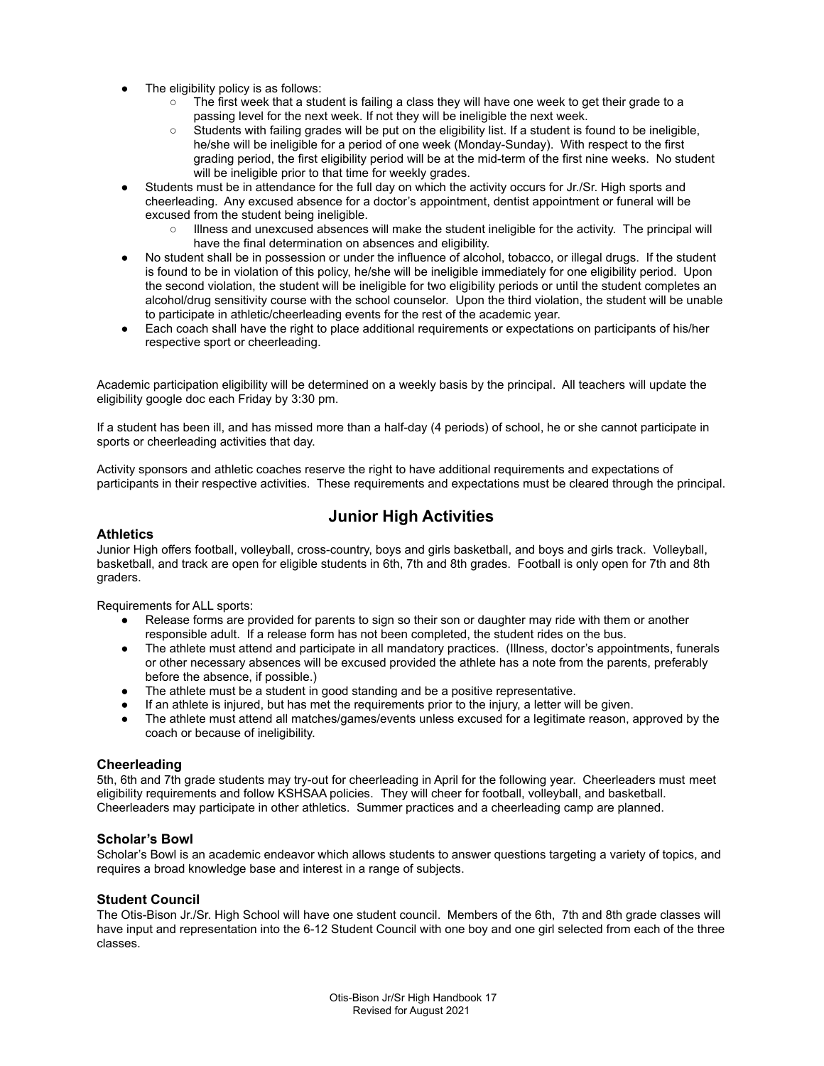- The eligibility policy is as follows:
    - The first week that a student is failing a class they will have one week to get their grade to a passing level for the next week. If not they will be ineligible the next week.
    - Students with failing grades will be put on the eligibility list. If a student is found to be ineligible, he/she will be ineligible for a period of one week (Monday-Sunday). With respect to the first grading period, the first eligibility period will be at the mid-term of the first nine weeks. No student will be ineligible prior to that time for weekly grades.
- Students must be in attendance for the full day on which the activity occurs for Jr./Sr. High sports and cheerleading. Any excused absence for a doctor's appointment, dentist appointment or funeral will be excused from the student being ineligible.
    - Illness and unexcused absences will make the student ineligible for the activity. The principal will have the final determination on absences and eligibility.
- No student shall be in possession or under the influence of alcohol, tobacco, or illegal drugs. If the student is found to be in violation of this policy, he/she will be ineligible immediately for one eligibility period. Upon the second violation, the student will be ineligible for two eligibility periods or until the student completes an alcohol/drug sensitivity course with the school counselor. Upon the third violation, the student will be unable to participate in athletic/cheerleading events for the rest of the academic year.
- Each coach shall have the right to place additional requirements or expectations on participants of his/her respective sport or cheerleading.

Academic participation eligibility will be determined on a weekly basis by the principal. All teachers will update the eligibility google doc each Friday by 3:30 pm.

If a student has been ill, and has missed more than a half-day (4 periods) of school, he or she cannot participate in sports or cheerleading activities that day.

Activity sponsors and athletic coaches reserve the right to have additional requirements and expectations of participants in their respective activities. These requirements and expectations must be cleared through the principal.

## Junior High Activities

### Athletics

Junior High offers football, volleyball, cross-country, boys and girls basketball, and boys and girls track. Volleyball, basketball, and track are open for eligible students in 6th, 7th and 8th grades. Football is only open for 7th and 8th graders.

Requirements for ALL sports:

- Release forms are provided for parents to sign so their son or daughter may ride with them or another responsible adult. If a release form has not been completed, the student rides on the bus.
- The athlete must attend and participate in all mandatory practices. (Illness, doctor's appointments, funerals or other necessary absences will be excused provided the athlete has a note from the parents, preferably before the absence, if possible.)
- The athlete must be a student in good standing and be a positive representative.
- If an athlete is injured, but has met the requirements prior to the injury, a letter will be given.
- The athlete must attend all matches/games/events unless excused for a legitimate reason, approved by the coach or because of ineligibility.

### Cheerleading

5th, 6th and 7th grade students may try-out for cheerleading in April for the following year. Cheerleaders must meet eligibility requirements and follow KSHSAA policies. They will cheer for football, volleyball, and basketball. Cheerleaders may participate in other athletics. Summer practices and a cheerleading camp are planned.

### Scholar's Bowl

Scholar's Bowl is an academic endeavor which allows students to answer questions targeting a variety of topics, and requires a broad knowledge base and interest in a range of subjects.

### Student Council

The Otis-Bison Jr./Sr. High School will have one student council. Members of the 6th, 7th and 8th grade classes will have input and representation into the 6-12 Student Council with one boy and one girl selected from each of the three classes.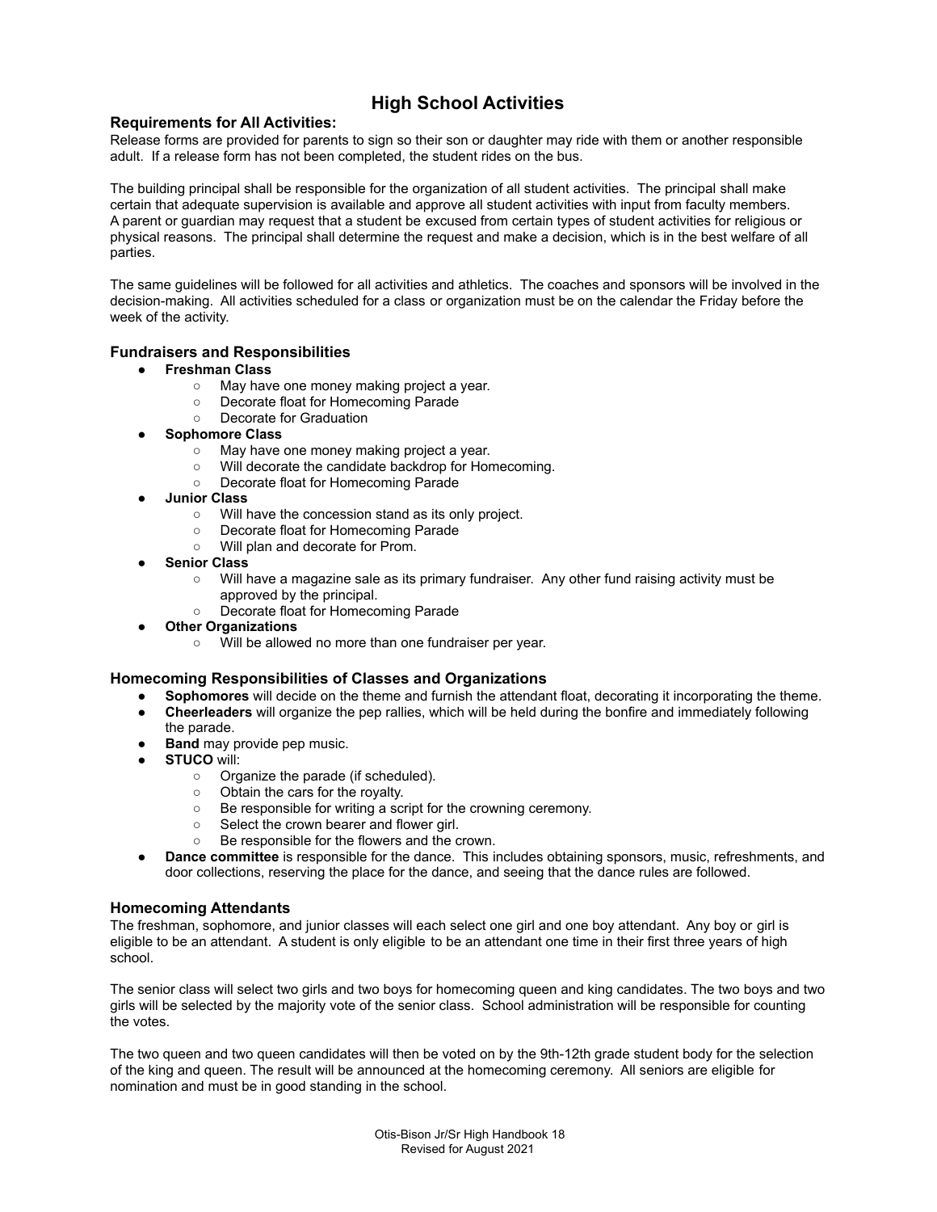# High School Activities

### Requirements for All Activities:

Release forms are provided for parents to sign so their son or daughter may ride with them or another responsible adult. If a release form has not been completed, the student rides on the bus.

The building principal shall be responsible for the organization of all student activities. The principal shall make certain that adequate supervision is available and approve all student activities with input from faculty members. A parent or guardian may request that a student be excused from certain types of student activities for religious or physical reasons. The principal shall determine the request and make a decision, which is in the best welfare of all parties.

The same guidelines will be followed for all activities and athletics. The coaches and sponsors will be involved in the decision-making. All activities scheduled for a class or organization must be on the calendar the Friday before the week of the activity.

### Fundraisers and Responsibilities

- **Freshman Class**
  - May have one money making project a year.
  - Decorate float for Homecoming Parade
  - Decorate for Graduation
- **Sophomore Class**
  - May have one money making project a year.
  - Will decorate the candidate backdrop for Homecoming.
  - Decorate float for Homecoming Parade
- **Junior Class**
  - Will have the concession stand as its only project.
  - Decorate float for Homecoming Parade
  - Will plan and decorate for Prom.
- **Senior Class**
  - Will have a magazine sale as its primary fundraiser. Any other fund raising activity must be approved by the principal.
  - Decorate float for Homecoming Parade
- **Other Organizations**
  - Will be allowed no more than one fundraiser per year.

### Homecoming Responsibilities of Classes and Organizations

- **Sophomores** will decide on the theme and furnish the attendant float, decorating it incorporating the theme.
- **Cheerleaders** will organize the pep rallies, which will be held during the bonfire and immediately following the parade.
- **Band** may provide pep music.
- **STUCO** will:
  - Organize the parade (if scheduled).
  - Obtain the cars for the royalty.
  - Be responsible for writing a script for the crowning ceremony.
  - Select the crown bearer and flower girl.
  - Be responsible for the flowers and the crown.
- **Dance committee** is responsible for the dance. This includes obtaining sponsors, music, refreshments, and door collections, reserving the place for the dance, and seeing that the dance rules are followed.

### Homecoming Attendants

The freshman, sophomore, and junior classes will each select one girl and one boy attendant. Any boy or girl is eligible to be an attendant. A student is only eligible to be an attendant one time in their first three years of high school.

The senior class will select two girls and two boys for homecoming queen and king candidates. The two boys and two girls will be selected by the majority vote of the senior class. School administration will be responsible for counting the votes.

The two queen and two queen candidates will then be voted on by the 9th-12th grade student body for the selection of the king and queen. The result will be announced at the homecoming ceremony. All seniors are eligible for nomination and must be in good standing in the school.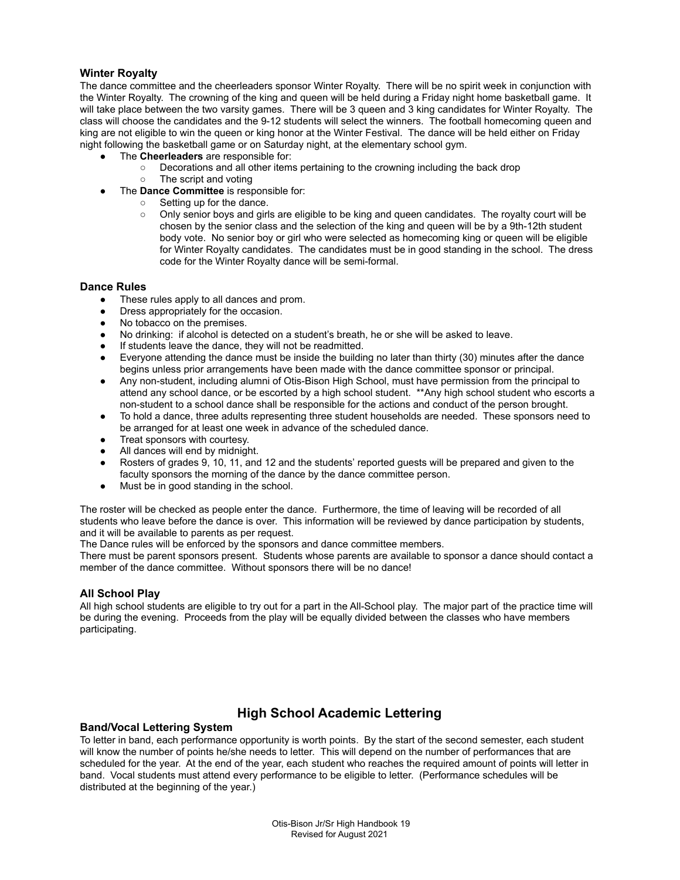### Winter Royalty

The dance committee and the cheerleaders sponsor Winter Royalty. There will be no spirit week in conjunction with the Winter Royalty. The crowning of the king and queen will be held during a Friday night home basketball game. It will take place between the two varsity games. There will be 3 queen and 3 king candidates for Winter Royalty. The class will choose the candidates and the 9-12 students will select the winners. The football homecoming queen and king are not eligible to win the queen or king honor at the Winter Festival. The dance will be held either on Friday night following the basketball game or on Saturday night, at the elementary school gym.

- The **Cheerleaders** are responsible for:
  - Decorations and all other items pertaining to the crowning including the back drop
  - The script and voting
- The **Dance Committee** is responsible for:
  - Setting up for the dance.
  - Only senior boys and girls are eligible to be king and queen candidates. The royalty court will be chosen by the senior class and the selection of the king and queen will be by a 9th-12th student body vote. No senior boy or girl who were selected as homecoming king or queen will be eligible for Winter Royalty candidates. The candidates must be in good standing in the school. The dress code for the Winter Royalty dance will be semi-formal.

### Dance Rules

- These rules apply to all dances and prom.
- Dress appropriately for the occasion.
- No tobacco on the premises.
- No drinking: if alcohol is detected on a student's breath, he or she will be asked to leave.
- If students leave the dance, they will not be readmitted.
- Everyone attending the dance must be inside the building no later than thirty (30) minutes after the dance begins unless prior arrangements have been made with the dance committee sponsor or principal.
- Any non-student, including alumni of Otis-Bison High School, must have permission from the principal to attend any school dance, or be escorted by a high school student. **Any high school student who escorts a non-student to a school dance shall be responsible for the actions and conduct of the person brought.
- To hold a dance, three adults representing three student households are needed. These sponsors need to be arranged for at least one week in advance of the scheduled dance.
- Treat sponsors with courtesy.
- All dances will end by midnight.
- Rosters of grades 9, 10, 11, and 12 and the students' reported guests will be prepared and given to the faculty sponsors the morning of the dance by the dance committee person.
- Must be in good standing in the school.

The roster will be checked as people enter the dance. Furthermore, the time of leaving will be recorded of all students who leave before the dance is over. This information will be reviewed by dance participation by students, and it will be available to parents as per request.
The Dance rules will be enforced by the sponsors and dance committee members.
There must be parent sponsors present. Students whose parents are available to sponsor a dance should contact a member of the dance committee. Without sponsors there will be no dance!

### All School Play

All high school students are eligible to try out for a part in the All-School play. The major part of the practice time will be during the evening. Proceeds from the play will be equally divided between the classes who have members participating.

## High School Academic Lettering

### Band/Vocal Lettering System

To letter in band, each performance opportunity is worth points. By the start of the second semester, each student will know the number of points he/she needs to letter. This will depend on the number of performances that are scheduled for the year. At the end of the year, each student who reaches the required amount of points will letter in band. Vocal students must attend every performance to be eligible to letter. (Performance schedules will be distributed at the beginning of the year.)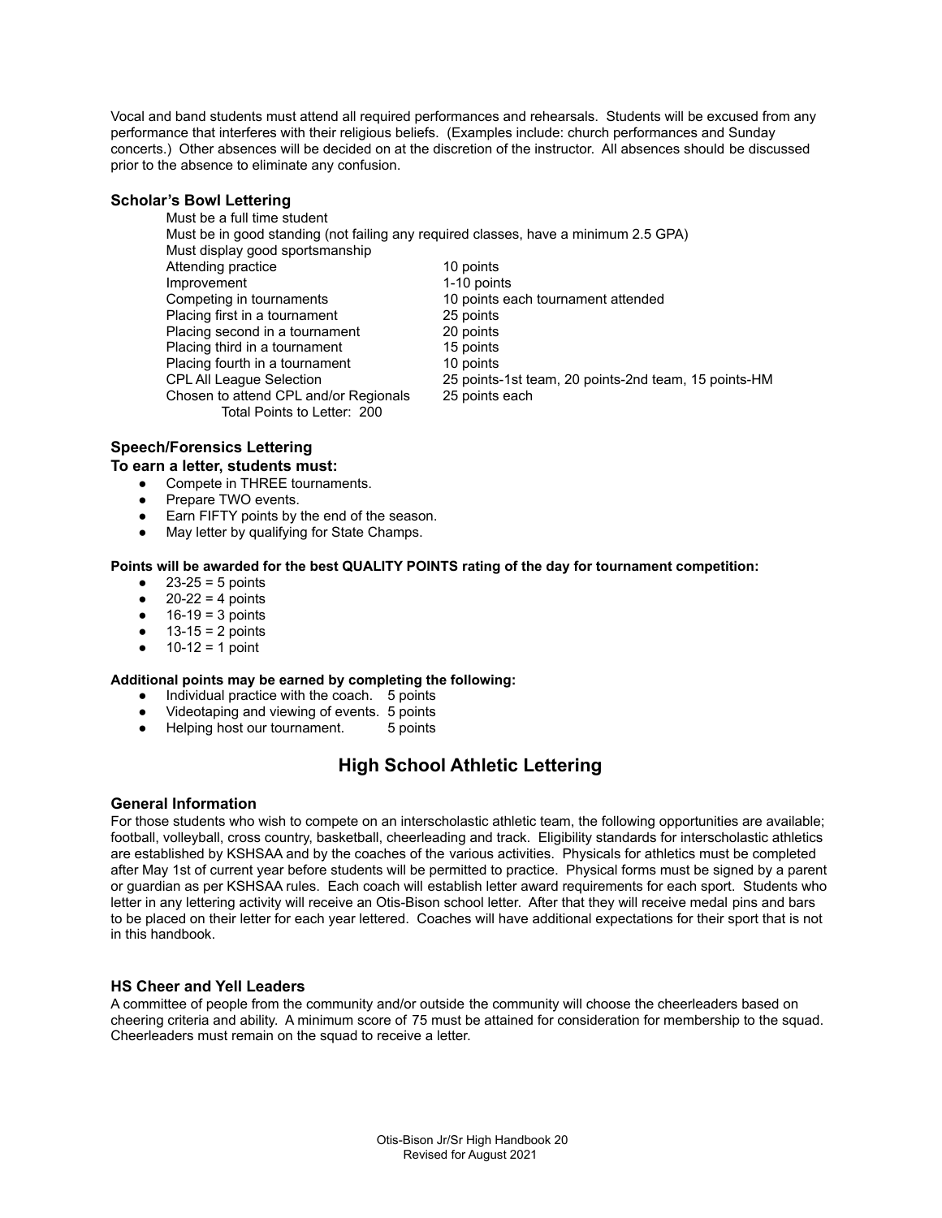Vocal and band students must attend all required performances and rehearsals. Students will be excused from any performance that interferes with their religious beliefs. (Examples include: church performances and Sunday concerts.) Other absences will be decided on at the discretion of the instructor. All absences should be discussed prior to the absence to eliminate any confusion.

### Scholar's Bowl Lettering

Must be a full time student
Must be in good standing (not failing any required classes, have a minimum 2.5 GPA)
Must display good sportsmanship

| | |
|---|---|
| Attending practice | 10 points |
| Improvement | 1-10 points |
| Competing in tournaments | 10 points each tournament attended |
| Placing first in a tournament | 25 points |
| Placing second in a tournament | 20 points |
| Placing third in a tournament | 15 points |
| Placing fourth in a tournament | 10 points |
| CPL All League Selection | 25 points-1st team, 20 points-2nd team, 15 points-HM |
| Chosen to attend CPL and/or Regionals | 25 points each |

Total Points to Letter: 200

### Speech/Forensics Lettering

**To earn a letter, students must:**

- Compete in THREE tournaments.
- Prepare TWO events.
- Earn FIFTY points by the end of the season.
- May letter by qualifying for State Champs.

**Points will be awarded for the best QUALITY POINTS rating of the day for tournament competition:**

- 23-25 = 5 points
- 20-22 = 4 points
- 16-19 = 3 points
- 13-15 = 2 points
- 10-12 = 1 point

**Additional points may be earned by completing the following:**

- Individual practice with the coach. 5 points
- Videotaping and viewing of events. 5 points
- Helping host our tournament. 5 points

## High School Athletic Lettering

### General Information

For those students who wish to compete on an interscholastic athletic team, the following opportunities are available; football, volleyball, cross country, basketball, cheerleading and track. Eligibility standards for interscholastic athletics are established by KSHSAA and by the coaches of the various activities. Physicals for athletics must be completed after May 1st of current year before students will be permitted to practice. Physical forms must be signed by a parent or guardian as per KSHSAA rules. Each coach will establish letter award requirements for each sport. Students who letter in any lettering activity will receive an Otis-Bison school letter. After that they will receive medal pins and bars to be placed on their letter for each year lettered. Coaches will have additional expectations for their sport that is not in this handbook.

### HS Cheer and Yell Leaders

A committee of people from the community and/or outside the community will choose the cheerleaders based on cheering criteria and ability. A minimum score of 75 must be attained for consideration for membership to the squad. Cheerleaders must remain on the squad to receive a letter.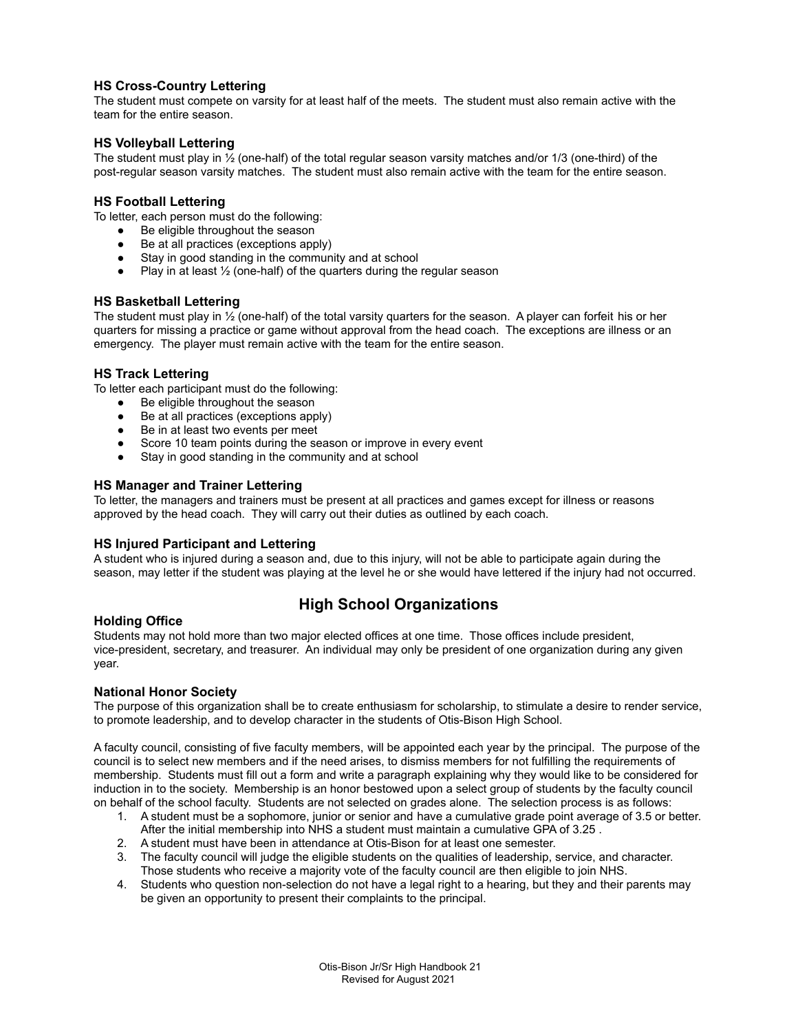### HS Cross-Country Lettering

The student must compete on varsity for at least half of the meets. The student must also remain active with the team for the entire season.

### HS Volleyball Lettering

The student must play in ½ (one-half) of the total regular season varsity matches and/or 1/3 (one-third) of the post-regular season varsity matches. The student must also remain active with the team for the entire season.

### HS Football Lettering

To letter, each person must do the following:

- Be eligible throughout the season
- Be at all practices (exceptions apply)
- Stay in good standing in the community and at school
- Play in at least ½ (one-half) of the quarters during the regular season

### HS Basketball Lettering

The student must play in ½ (one-half) of the total varsity quarters for the season. A player can forfeit his or her quarters for missing a practice or game without approval from the head coach. The exceptions are illness or an emergency. The player must remain active with the team for the entire season.

### HS Track Lettering

To letter each participant must do the following:

- Be eligible throughout the season
- Be at all practices (exceptions apply)
- Be in at least two events per meet
- Score 10 team points during the season or improve in every event
- Stay in good standing in the community and at school

### HS Manager and Trainer Lettering

To letter, the managers and trainers must be present at all practices and games except for illness or reasons approved by the head coach. They will carry out their duties as outlined by each coach.

### HS Injured Participant and Lettering

A student who is injured during a season and, due to this injury, will not be able to participate again during the season, may letter if the student was playing at the level he or she would have lettered if the injury had not occurred.

## High School Organizations

### Holding Office

Students may not hold more than two major elected offices at one time. Those offices include president, vice-president, secretary, and treasurer. An individual may only be president of one organization during any given year.

### National Honor Society

The purpose of this organization shall be to create enthusiasm for scholarship, to stimulate a desire to render service, to promote leadership, and to develop character in the students of Otis-Bison High School.

A faculty council, consisting of five faculty members, will be appointed each year by the principal. The purpose of the council is to select new members and if the need arises, to dismiss members for not fulfilling the requirements of membership. Students must fill out a form and write a paragraph explaining why they would like to be considered for induction in to the society. Membership is an honor bestowed upon a select group of students by the faculty council on behalf of the school faculty. Students are not selected on grades alone. The selection process is as follows:

1. A student must be a sophomore, junior or senior and have a cumulative grade point average of 3.5 or better. After the initial membership into NHS a student must maintain a cumulative GPA of 3.25 .
2. A student must have been in attendance at Otis-Bison for at least one semester.
3. The faculty council will judge the eligible students on the qualities of leadership, service, and character. Those students who receive a majority vote of the faculty council are then eligible to join NHS.
4. Students who question non-selection do not have a legal right to a hearing, but they and their parents may be given an opportunity to present their complaints to the principal.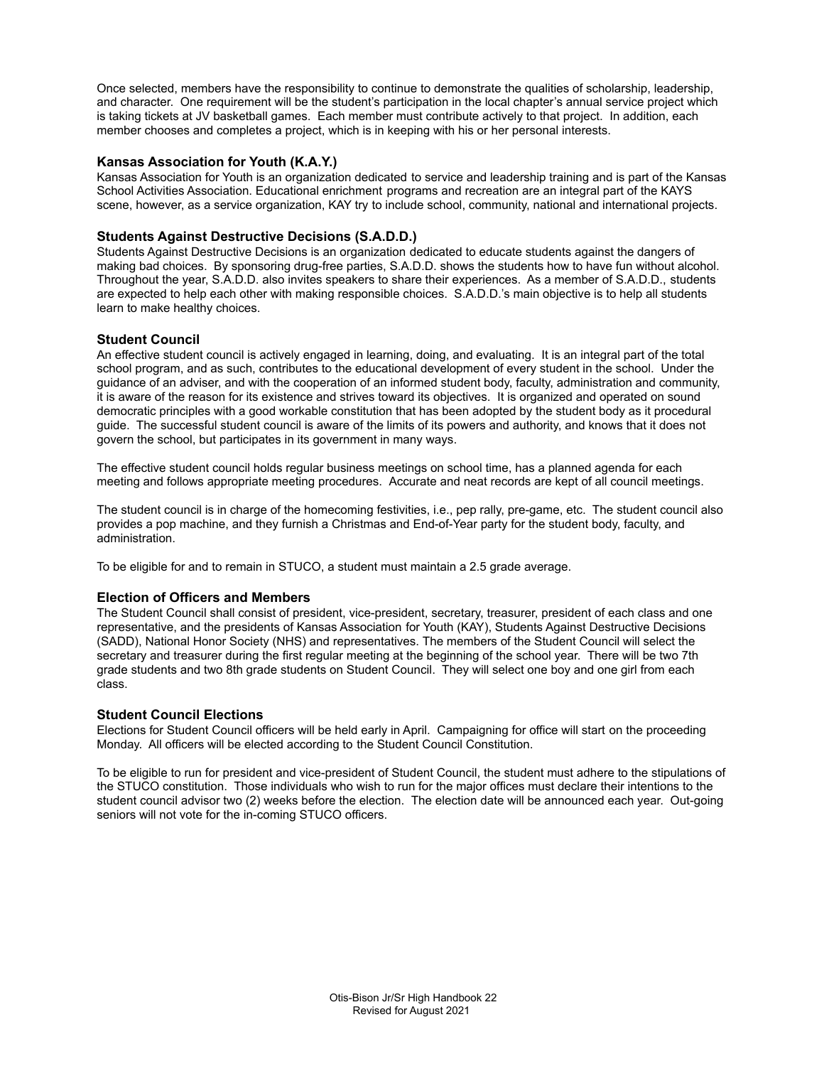Once selected, members have the responsibility to continue to demonstrate the qualities of scholarship, leadership, and character. One requirement will be the student's participation in the local chapter's annual service project which is taking tickets at JV basketball games. Each member must contribute actively to that project. In addition, each member chooses and completes a project, which is in keeping with his or her personal interests.

### Kansas Association for Youth (K.A.Y.)

Kansas Association for Youth is an organization dedicated to service and leadership training and is part of the Kansas School Activities Association. Educational enrichment programs and recreation are an integral part of the KAYS scene, however, as a service organization, KAY try to include school, community, national and international projects.

### Students Against Destructive Decisions (S.A.D.D.)

Students Against Destructive Decisions is an organization dedicated to educate students against the dangers of making bad choices. By sponsoring drug-free parties, S.A.D.D. shows the students how to have fun without alcohol. Throughout the year, S.A.D.D. also invites speakers to share their experiences. As a member of S.A.D.D., students are expected to help each other with making responsible choices. S.A.D.D.'s main objective is to help all students learn to make healthy choices.

### Student Council

An effective student council is actively engaged in learning, doing, and evaluating. It is an integral part of the total school program, and as such, contributes to the educational development of every student in the school. Under the guidance of an adviser, and with the cooperation of an informed student body, faculty, administration and community, it is aware of the reason for its existence and strives toward its objectives. It is organized and operated on sound democratic principles with a good workable constitution that has been adopted by the student body as it procedural guide. The successful student council is aware of the limits of its powers and authority, and knows that it does not govern the school, but participates in its government in many ways.

The effective student council holds regular business meetings on school time, has a planned agenda for each meeting and follows appropriate meeting procedures. Accurate and neat records are kept of all council meetings.

The student council is in charge of the homecoming festivities, i.e., pep rally, pre-game, etc. The student council also provides a pop machine, and they furnish a Christmas and End-of-Year party for the student body, faculty, and administration.

To be eligible for and to remain in STUCO, a student must maintain a 2.5 grade average.

### Election of Officers and Members

The Student Council shall consist of president, vice-president, secretary, treasurer, president of each class and one representative, and the presidents of Kansas Association for Youth (KAY), Students Against Destructive Decisions (SADD), National Honor Society (NHS) and representatives. The members of the Student Council will select the secretary and treasurer during the first regular meeting at the beginning of the school year. There will be two 7th grade students and two 8th grade students on Student Council. They will select one boy and one girl from each class.

### Student Council Elections

Elections for Student Council officers will be held early in April. Campaigning for office will start on the proceeding Monday. All officers will be elected according to the Student Council Constitution.

To be eligible to run for president and vice-president of Student Council, the student must adhere to the stipulations of the STUCO constitution. Those individuals who wish to run for the major offices must declare their intentions to the student council advisor two (2) weeks before the election. The election date will be announced each year. Out-going seniors will not vote for the in-coming STUCO officers.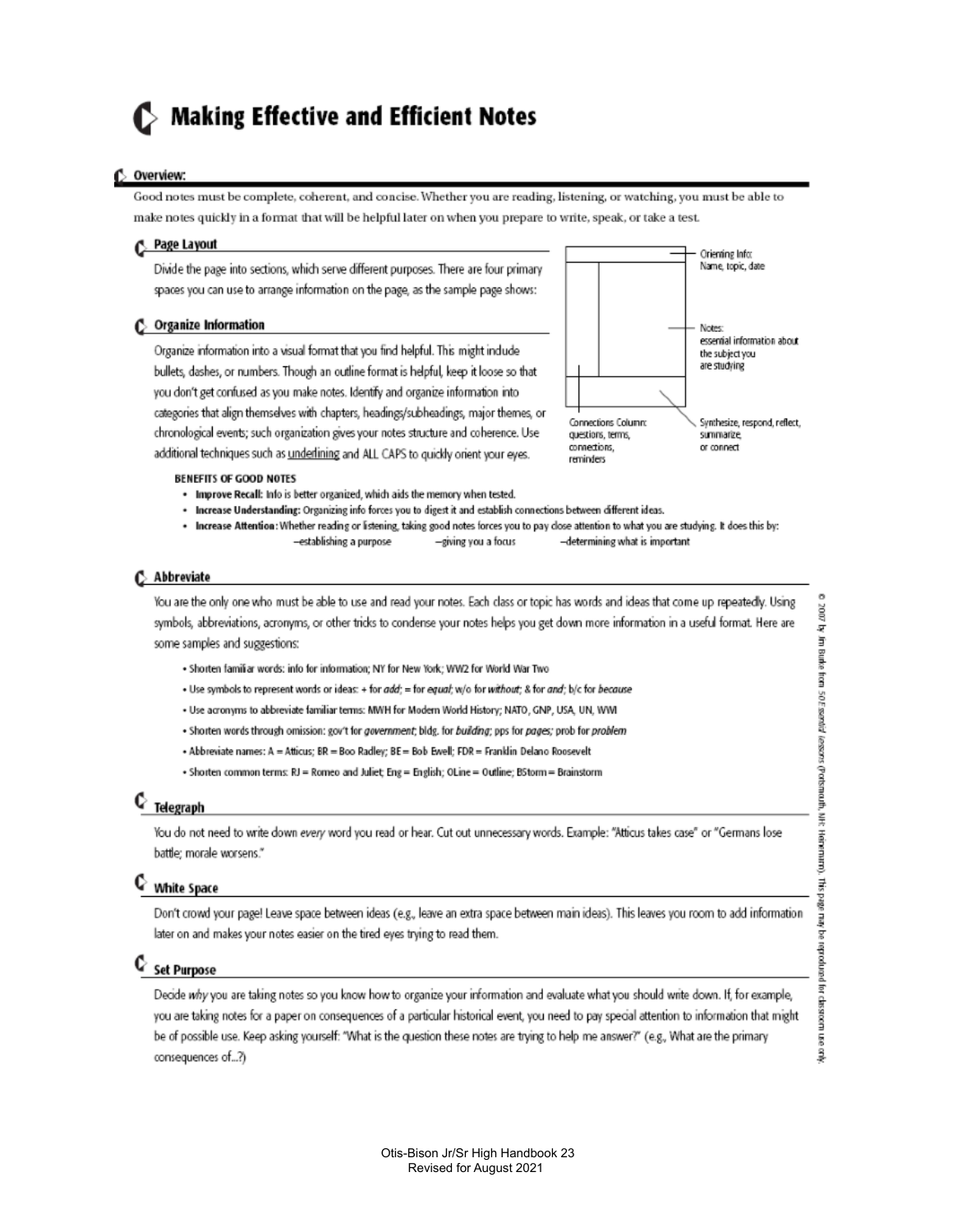# Making Effective and Efficient Notes

## Overview:

Good notes must be complete, coherent, and concise. Whether you are reading, listening, or watching, you must be able to make notes quickly in a format that will be helpful later on when you prepare to write, speak, or take a test.

### Page Layout

Divide the page into sections, which serve different purposes. There are four primary spaces you can use to arrange information on the page, as the sample page shows:

- Orienting Info: Name, topic, date
- Notes: essential information about the subject you are studying
- Connections Column: questions, terms, connections, reminders
- Synthesize, respond, reflect, summarize, or connect

### Organize Information

Organize information into a visual format that you find helpful. This might include bullets, dashes, or numbers. Though an outline format is helpful, keep it loose so that you don't get confused as you make notes. Identify and organize information into categories that align themselves with chapters, headings/subheadings, major themes, or chronological events; such organization gives your notes structure and coherence. Use additional techniques such as underlining and ALL CAPS to quickly orient your eyes.

**BENEFITS OF GOOD NOTES**

- **Improve Recall:** Info is better organized, which aids the memory when tested.
- **Increase Understanding:** Organizing info forces you to digest it and establish connections between different ideas.
- **Increase Attention:** Whether reading or listening, taking good notes forces you to pay close attention to what you are studying. It does this by:
  –establishing a purpose –giving you a focus –determining what is important

### Abbreviate

You are the only one who must be able to use and read your notes. Each class or topic has words and ideas that come up repeatedly. Using symbols, abbreviations, acronyms, or other tricks to condense your notes helps you get down more information in a useful format. Here are some samples and suggestions:

- Shorten familiar words: info for information; NY for New York; WW2 for World War Two
- Use symbols to represent words or ideas: + for *add*; = for *equal*; w/o for *without*; & for *and*; b/c for *because*
- Use acronyms to abbreviate familiar terms: MWH for Modern World History; NATO, GNP, USA, UN, WWI
- Shorten words through omission: gov't for *government*; bldg. for *building*; pps for *pages*; prob for *problem*
- Abbreviate names: A = Atticus; BR = Boo Radley; BE = Bob Ewell; FDR = Franklin Delano Roosevelt
- Shorten common terms: RJ = Romeo and Juliet; Eng = English; OLine = Outline; BStorm = Brainstorm

### Telegraph

You do not need to write down *every* word you read or hear. Cut out unnecessary words. Example: "Atticus takes case" or "Germans lose battle; morale worsens."

### White Space

Don't crowd your page! Leave space between ideas (e.g., leave an extra space between main ideas). This leaves you room to add information later on and makes your notes easier on the tired eyes trying to read them.

### Set Purpose

Decide *why* you are taking notes so you know how to organize your information and evaluate what you should write down. If, for example, you are taking notes for a paper on consequences of a particular historical event, you need to pay special attention to information that might be of possible use. Keep asking yourself: "What is the question these notes are trying to help me answer?" (e.g., What are the primary consequences of...?)

© 2007 by Jim Burke from *50 Essential Lessons* (Portsmouth, NH: Heinemann). This page may be reproduced for classroom use only.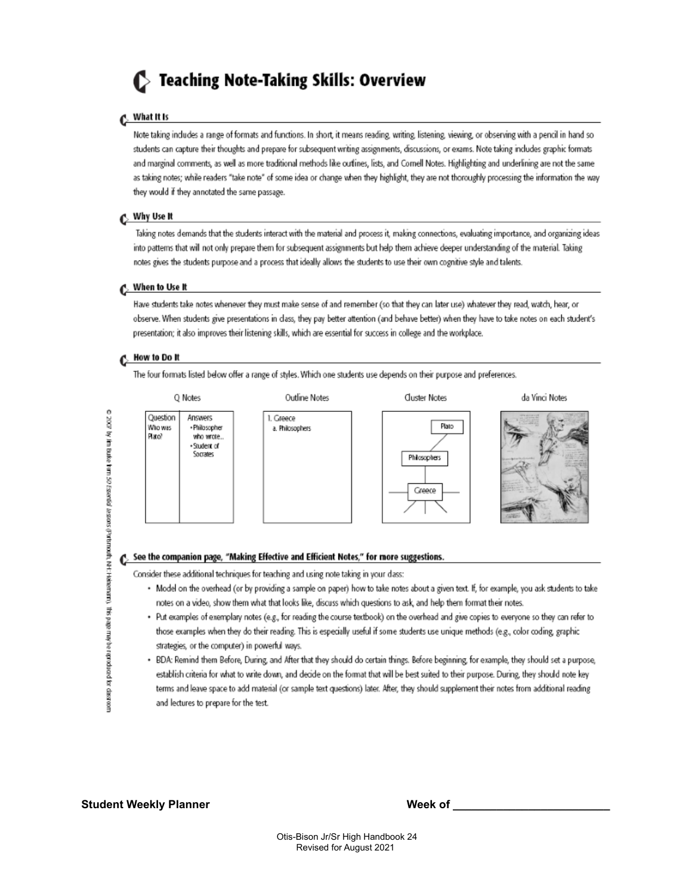# Teaching Note-Taking Skills: Overview

## What It Is

Note taking includes a range of formats and functions. In short, it means reading, writing, listening, viewing, or observing with a pencil in hand so students can capture their thoughts and prepare for subsequent writing assignments, discussions, or exams. Note taking includes graphic formats and marginal comments, as well as more traditional methods like outlines, lists, and Cornell Notes. Highlighting and underlining are not the same as taking notes; while readers "take note" of some idea or change when they highlight, they are not thoroughly processing the information the way they would if they annotated the same passage.

## Why Use It

Taking notes demands that the students interact with the material and process it, making connections, evaluating importance, and organizing ideas into patterns that will not only prepare them for subsequent assignments but help them achieve deeper understanding of the material. Taking notes gives the students purpose and a process that ideally allows the students to use their own cognitive style and talents.

## When to Use It

Have students take notes whenever they must make sense of and remember (so that they can later use) whatever they read, watch, hear, or observe. When students give presentations in class, they pay better attention (and behave better) when they have to take notes on each student's presentation; it also improves their listening skills, which are essential for success in college and the workplace.

## How to Do It

The four formats listed below offer a range of styles. Which one students use depends on their purpose and preferences.

Q Notes

| Question | Answers |
|---|---|
| Who was Plato? | • Philosopher who wrote... • Student of Socrates |

Outline Notes

1. Greece
   a. Philosophers

Cluster Notes

Greece — Philosophers — Plato

da Vinci Notes

## See the companion page, "Making Effective and Efficient Notes," for more suggestions.

Consider these additional techniques for teaching and using note taking in your class:

- Model on the overhead (or by providing a sample on paper) how to take notes about a given text. If, for example, you ask students to take notes on a video, show them what that looks like, discuss which questions to ask, and help them format their notes.
- Put examples of exemplary notes (e.g., for reading the course textbook) on the overhead and give copies to everyone so they can refer to those examples when they do their reading. This is especially useful if some students use unique methods (e.g., color coding, graphic strategies, or the computer) in powerful ways.
- BDA: Remind them Before, During, and After that they should do certain things. Before beginning, for example, they should set a purpose, establish criteria for what to write down, and decide on the format that will be best suited to their purpose. During, they should note key terms and leave space to add material (or sample text questions) later. After, they should supplement their notes from additional reading and lectures to prepare for the test.

© 2007 by Jim Burke from *50 Essential Lessons* (Portsmouth, NH: Heinemann). This page may be reproduced for classroom

**Student Weekly Planner** **Week of \_\_\_\_\_\_\_\_\_\_\_\_\_\_\_\_\_\_\_\_\_\_\_\_\_**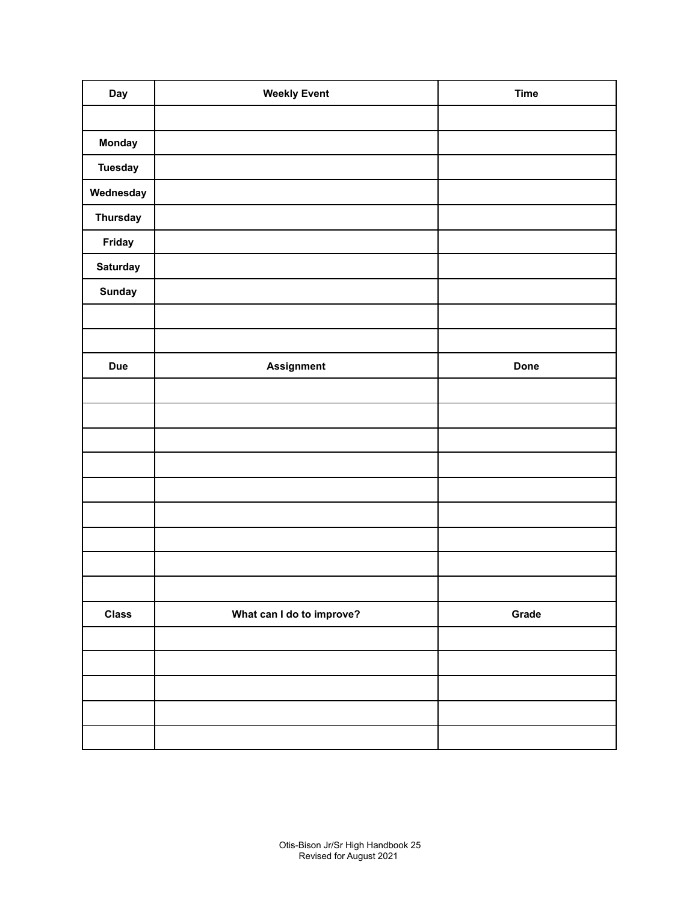| Day | Weekly Event | Time |
|---|---|---|
| | | |
| Monday | | |
| Tuesday | | |
| Wednesday | | |
| Thursday | | |
| Friday | | |
| Saturday | | |
| Sunday | | |
| | | |
| | | |
| **Due** | **Assignment** | **Done** |
| | | |
| | | |
| | | |
| | | |
| | | |
| | | |
| | | |
| | | |
| | | |
| **Class** | **What can I do to improve?** | **Grade** |
| | | |
| | | |
| | | |
| | | |
| | | |